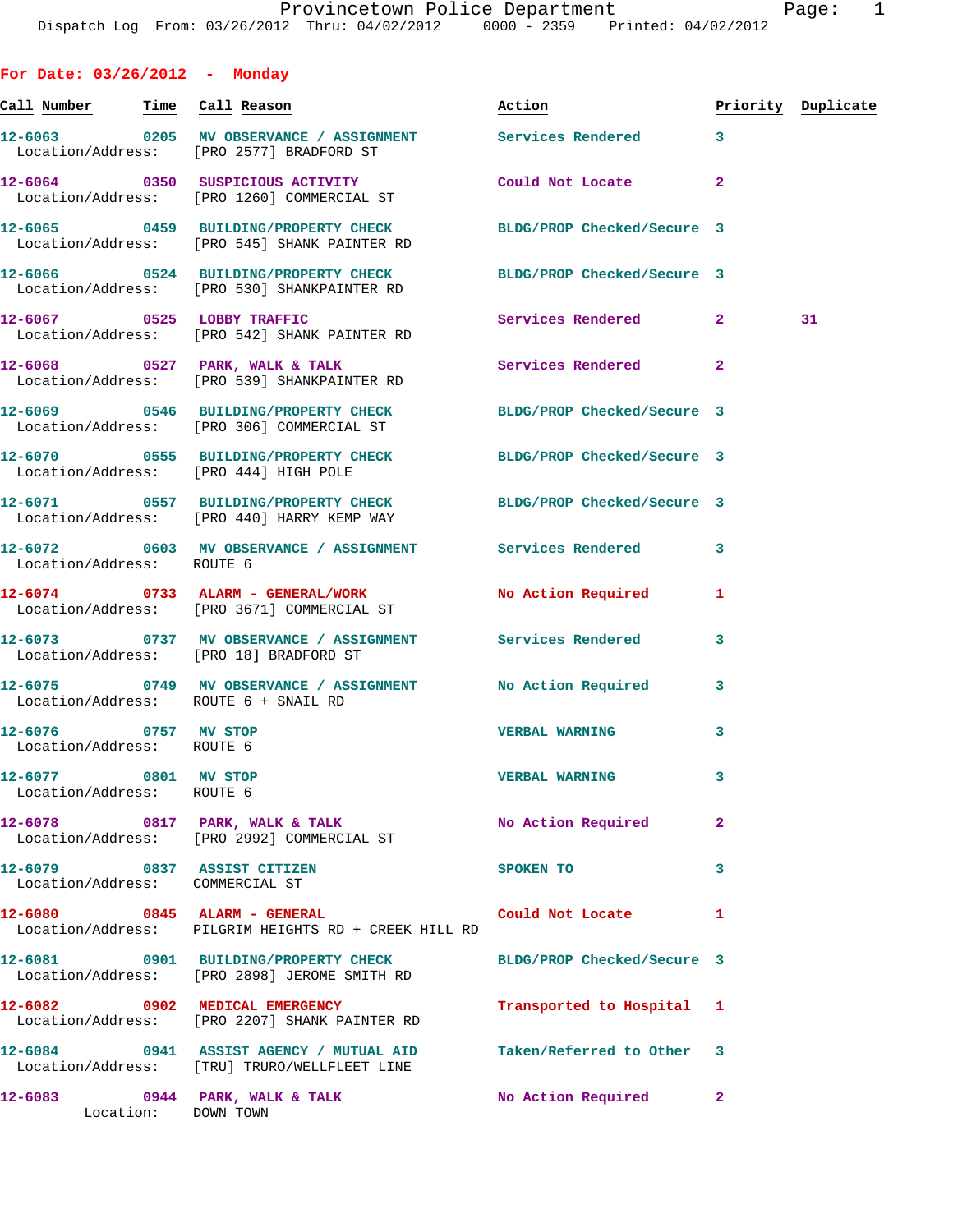Provincetown Police Department
Dispatch Log From: 03/26/2012 Thru: 04/02/2012 0000 - 2359 Printed: 04/02/2012

## For Date: 03/26/2012 - Monday

| Call Number | Time | Call Reason | Action | Priority | Duplicate |
|---|---|---|---|---|---|
| 12-6063 | 0205 | MV OBSERVANCE / ASSIGNMENT | Services Rendered | 3 | |
| Location/Address: | | [PRO 2577] BRADFORD ST | | | |
| 12-6064 | 0350 | SUSPICIOUS ACTIVITY | Could Not Locate | 2 | |
| Location/Address: | | [PRO 1260] COMMERCIAL ST | | | |
| 12-6065 | 0459 | BUILDING/PROPERTY CHECK | BLDG/PROP Checked/Secure | 3 | |
| Location/Address: | | [PRO 545] SHANK PAINTER RD | | | |
| 12-6066 | 0524 | BUILDING/PROPERTY CHECK | BLDG/PROP Checked/Secure | 3 | |
| Location/Address: | | [PRO 530] SHANKPAINTER RD | | | |
| 12-6067 | 0525 | LOBBY TRAFFIC | Services Rendered | 2 | 31 |
| Location/Address: | | [PRO 542] SHANK PAINTER RD | | | |
| 12-6068 | 0527 | PARK, WALK & TALK | Services Rendered | 2 | |
| Location/Address: | | [PRO 539] SHANKPAINTER RD | | | |
| 12-6069 | 0546 | BUILDING/PROPERTY CHECK | BLDG/PROP Checked/Secure | 3 | |
| Location/Address: | | [PRO 306] COMMERCIAL ST | | | |
| 12-6070 | 0555 | BUILDING/PROPERTY CHECK | BLDG/PROP Checked/Secure | 3 | |
| Location/Address: | | [PRO 444] HIGH POLE | | | |
| 12-6071 | 0557 | BUILDING/PROPERTY CHECK | BLDG/PROP Checked/Secure | 3 | |
| Location/Address: | | [PRO 440] HARRY KEMP WAY | | | |
| 12-6072 | 0603 | MV OBSERVANCE / ASSIGNMENT | Services Rendered | 3 | |
| Location/Address: | | ROUTE 6 | | | |
| 12-6074 | 0733 | ALARM - GENERAL/WORK | No Action Required | 1 | |
| Location/Address: | | [PRO 3671] COMMERCIAL ST | | | |
| 12-6073 | 0737 | MV OBSERVANCE / ASSIGNMENT | Services Rendered | 3 | |
| Location/Address: | | [PRO 18] BRADFORD ST | | | |
| 12-6075 | 0749 | MV OBSERVANCE / ASSIGNMENT | No Action Required | 3 | |
| Location/Address: | | ROUTE 6 + SNAIL RD | | | |
| 12-6076 | 0757 | MV STOP | VERBAL WARNING | 3 | |
| Location/Address: | | ROUTE 6 | | | |
| 12-6077 | 0801 | MV STOP | VERBAL WARNING | 3 | |
| Location/Address: | | ROUTE 6 | | | |
| 12-6078 | 0817 | PARK, WALK & TALK | No Action Required | 2 | |
| Location/Address: | | [PRO 2992] COMMERCIAL ST | | | |
| 12-6079 | 0837 | ASSIST CITIZEN | SPOKEN TO | 3 | |
| Location/Address: | | COMMERCIAL ST | | | |
| 12-6080 | 0845 | ALARM - GENERAL | Could Not Locate | 1 | |
| Location/Address: | | PILGRIM HEIGHTS RD + CREEK HILL RD | | | |
| 12-6081 | 0901 | BUILDING/PROPERTY CHECK | BLDG/PROP Checked/Secure | 3 | |
| Location/Address: | | [PRO 2898] JEROME SMITH RD | | | |
| 12-6082 | 0902 | MEDICAL EMERGENCY | Transported to Hospital | 1 | |
| Location/Address: | | [PRO 2207] SHANK PAINTER RD | | | |
| 12-6084 | 0941 | ASSIST AGENCY / MUTUAL AID | Taken/Referred to Other | 3 | |
| Location/Address: | | [TRU] TRURO/WELLFLEET LINE | | | |
| 12-6083 | 0944 | PARK, WALK & TALK | No Action Required | 2 | |
| Location: | | DOWN TOWN | | | |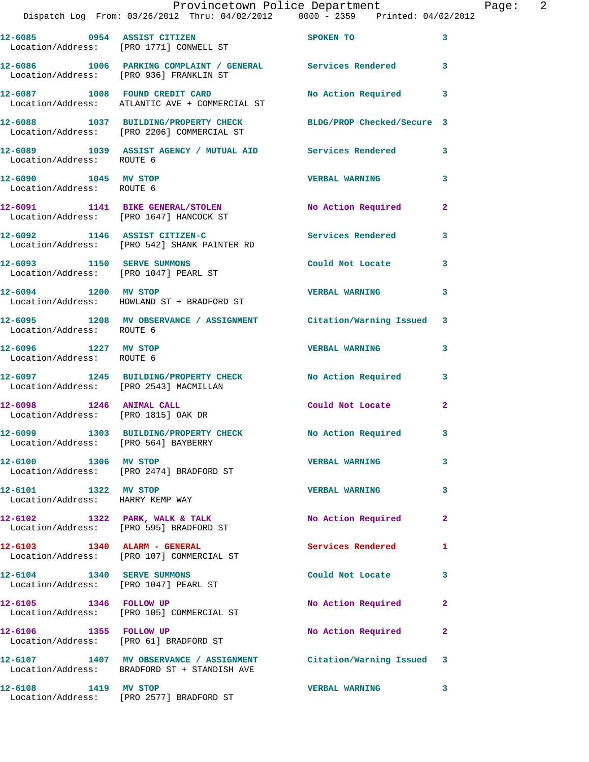12-6085 0954 ASSIST CITIZEN SPOKEN TO 3
Location/Address: [PRO 1771] CONWELL ST

12-6086 1006 PARKING COMPLAINT / GENERAL Services Rendered 3
Location/Address: [PRO 936] FRANKLIN ST

12-6087 1008 FOUND CREDIT CARD No Action Required 3
Location/Address: ATLANTIC AVE + COMMERCIAL ST

12-6088 1037 BUILDING/PROPERTY CHECK BLDG/PROP Checked/Secure 3
Location/Address: [PRO 2206] COMMERCIAL ST

12-6089 1039 ASSIST AGENCY / MUTUAL AID Services Rendered 3
Location/Address: ROUTE 6

12-6090 1045 MV STOP VERBAL WARNING 3
Location/Address: ROUTE 6

12-6091 1141 BIKE GENERAL/STOLEN No Action Required 2
Location/Address: [PRO 1647] HANCOCK ST

12-6092 1146 ASSIST CITIZEN-C Services Rendered 3
Location/Address: [PRO 542] SHANK PAINTER RD

12-6093 1150 SERVE SUMMONS Could Not Locate 3
Location/Address: [PRO 1047] PEARL ST

12-6094 1200 MV STOP VERBAL WARNING 3
Location/Address: HOWLAND ST + BRADFORD ST

12-6095 1208 MV OBSERVANCE / ASSIGNMENT Citation/Warning Issued 3
Location/Address: ROUTE 6

12-6096 1227 MV STOP VERBAL WARNING 3
Location/Address: ROUTE 6

12-6097 1245 BUILDING/PROPERTY CHECK No Action Required 3
Location/Address: [PRO 2543] MACMILLAN

12-6098 1246 ANIMAL CALL Could Not Locate 2
Location/Address: [PRO 1815] OAK DR

12-6099 1303 BUILDING/PROPERTY CHECK No Action Required 3
Location/Address: [PRO 564] BAYBERRY

12-6100 1306 MV STOP VERBAL WARNING 3
Location/Address: [PRO 2474] BRADFORD ST

12-6101 1322 MV STOP VERBAL WARNING 3
Location/Address: HARRY KEMP WAY

12-6102 1322 PARK, WALK & TALK No Action Required 2
Location/Address: [PRO 595] BRADFORD ST

12-6103 1340 ALARM - GENERAL Services Rendered 1
Location/Address: [PRO 107] COMMERCIAL ST

12-6104 1340 SERVE SUMMONS Could Not Locate 3
Location/Address: [PRO 1047] PEARL ST

12-6105 1346 FOLLOW UP No Action Required 2
Location/Address: [PRO 105] COMMERCIAL ST

12-6106 1355 FOLLOW UP No Action Required 2
Location/Address: [PRO 61] BRADFORD ST

12-6107 1407 MV OBSERVANCE / ASSIGNMENT Citation/Warning Issued 3
Location/Address: BRADFORD ST + STANDISH AVE

12-6108 1419 MV STOP VERBAL WARNING 3
Location/Address: [PRO 2577] BRADFORD ST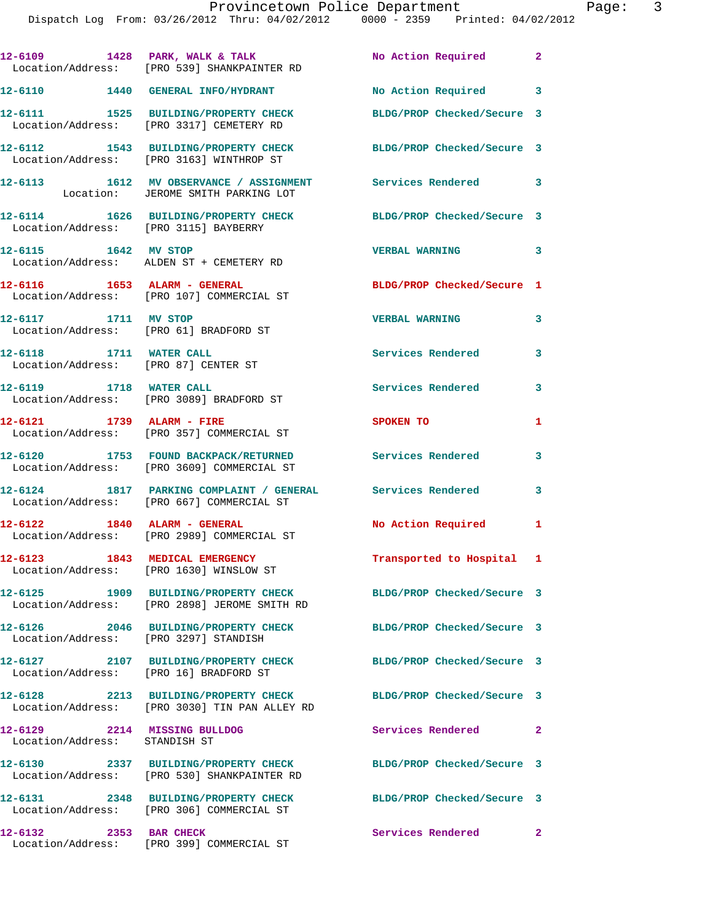12-6109 1428 PARK, WALK & TALK No Action Required 2
Location/Address: [PRO 539] SHANKPAINTER RD

12-6110 1440 GENERAL INFO/HYDRANT No Action Required 3

12-6111 1525 BUILDING/PROPERTY CHECK BLDG/PROP Checked/Secure 3
Location/Address: [PRO 3317] CEMETERY RD

12-6112 1543 BUILDING/PROPERTY CHECK BLDG/PROP Checked/Secure 3
Location/Address: [PRO 3163] WINTHROP ST

12-6113 1612 MV OBSERVANCE / ASSIGNMENT Services Rendered 3
Location: JEROME SMITH PARKING LOT

12-6114 1626 BUILDING/PROPERTY CHECK BLDG/PROP Checked/Secure 3
Location/Address: [PRO 3115] BAYBERRY

12-6115 1642 MV STOP VERBAL WARNING 3
Location/Address: ALDEN ST + CEMETERY RD

12-6116 1653 ALARM - GENERAL BLDG/PROP Checked/Secure 1
Location/Address: [PRO 107] COMMERCIAL ST

12-6117 1711 MV STOP VERBAL WARNING 3
Location/Address: [PRO 61] BRADFORD ST

12-6118 1711 WATER CALL Services Rendered 3
Location/Address: [PRO 87] CENTER ST

12-6119 1718 WATER CALL Services Rendered 3
Location/Address: [PRO 3089] BRADFORD ST

12-6121 1739 ALARM - FIRE SPOKEN TO 1
Location/Address: [PRO 357] COMMERCIAL ST

12-6120 1753 FOUND BACKPACK/RETURNED Services Rendered 3
Location/Address: [PRO 3609] COMMERCIAL ST

12-6124 1817 PARKING COMPLAINT / GENERAL Services Rendered 3
Location/Address: [PRO 667] COMMERCIAL ST

12-6122 1840 ALARM - GENERAL No Action Required 1
Location/Address: [PRO 2989] COMMERCIAL ST

12-6123 1843 MEDICAL EMERGENCY Transported to Hospital 1
Location/Address: [PRO 1630] WINSLOW ST

12-6125 1909 BUILDING/PROPERTY CHECK BLDG/PROP Checked/Secure 3
Location/Address: [PRO 2898] JEROME SMITH RD

12-6126 2046 BUILDING/PROPERTY CHECK BLDG/PROP Checked/Secure 3
Location/Address: [PRO 3297] STANDISH

12-6127 2107 BUILDING/PROPERTY CHECK BLDG/PROP Checked/Secure 3
Location/Address: [PRO 16] BRADFORD ST

12-6128 2213 BUILDING/PROPERTY CHECK BLDG/PROP Checked/Secure 3
Location/Address: [PRO 3030] TIN PAN ALLEY RD

12-6129 2214 MISSING BULLDOG Services Rendered 2
Location/Address: STANDISH ST

12-6130 2337 BUILDING/PROPERTY CHECK BLDG/PROP Checked/Secure 3
Location/Address: [PRO 530] SHANKPAINTER RD

12-6131 2348 BUILDING/PROPERTY CHECK BLDG/PROP Checked/Secure 3
Location/Address: [PRO 306] COMMERCIAL ST

12-6132 2353 BAR CHECK Services Rendered 2
Location/Address: [PRO 399] COMMERCIAL ST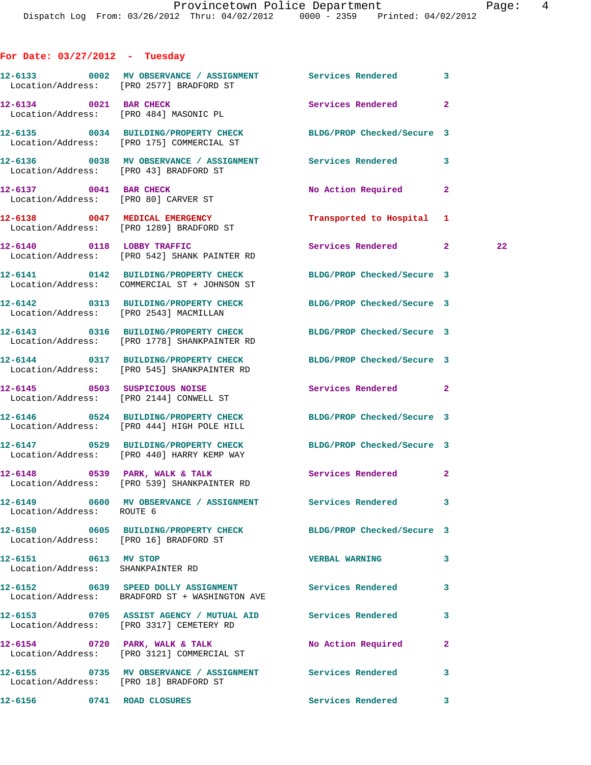**For Date: 03/27/2012 - Tuesday**

```
12-6133        0002  MV OBSERVATION / ASSIGNMENT       Services Rendered         3
  Location/Address:   [PRO 2577] BRADFORD ST

12-6134        0021  BAR CHECK                         Services Rendered         2
  Location/Address:   [PRO 484] MASONIC PL

12-6135        0034  BUILDING/PROPERTY CHECK           BLDG/PROP Checked/Secure  3
  Location/Address:   [PRO 175] COMMERCIAL ST

12-6136        0038  MV OBSERVATION / ASSIGNMENT       Services Rendered         3
  Location/Address:   [PRO 43] BRADFORD ST

12-6137        0041  BAR CHECK                         No Action Required        2
  Location/Address:   [PRO 80] CARVER ST

12-6138        0047  MEDICAL EMERGENCY                 Transported to Hospital   1
  Location/Address:   [PRO 1289] BRADFORD ST

12-6140        0118  LOBBY TRAFFIC                     Services Rendered         2         22
  Location/Address:   [PRO 542] SHANK PAINTER RD

12-6141        0142  BUILDING/PROPERTY CHECK           BLDG/PROP Checked/Secure  3
  Location/Address:   COMMERCIAL ST + JOHNSON ST

12-6142        0313  BUILDING/PROPERTY CHECK           BLDG/PROP Checked/Secure  3
  Location/Address:   [PRO 2543] MACMILLAN

12-6143        0316  BUILDING/PROPERTY CHECK           BLDG/PROP Checked/Secure  3
  Location/Address:   [PRO 1778] SHANKPAINTER RD

12-6144        0317  BUILDING/PROPERTY CHECK           BLDG/PROP Checked/Secure  3
  Location/Address:   [PRO 545] SHANKPAINTER RD

12-6145        0503  SUSPICIOUS NOISE                  Services Rendered         2
  Location/Address:   [PRO 2144] CONWELL ST

12-6146        0524  BUILDING/PROPERTY CHECK           BLDG/PROP Checked/Secure  3
  Location/Address:   [PRO 444] HIGH POLE HILL

12-6147        0529  BUILDING/PROPERTY CHECK           BLDG/PROP Checked/Secure  3
  Location/Address:   [PRO 440] HARRY KEMP WAY

12-6148        0539  PARK, WALK & TALK                 Services Rendered         2
  Location/Address:   [PRO 539] SHANKPAINTER RD

12-6149        0600  MV OBSERVATION / ASSIGNMENT       Services Rendered         3
  Location/Address:   ROUTE 6

12-6150        0605  BUILDING/PROPERTY CHECK           BLDG/PROP Checked/Secure  3
  Location/Address:   [PRO 16] BRADFORD ST

12-6151        0613  MV STOP                           VERBAL WARNING            3
  Location/Address:   SHANKPAINTER RD

12-6152        0639  SPEED DOLLY ASSIGNMENT            Services Rendered         3
  Location/Address:   BRADFORD ST + WASHINGTON AVE

12-6153        0705  ASSIST AGENCY / MUTUAL AID        Services Rendered         3
  Location/Address:   [PRO 3317] CEMETERY RD

12-6154        0720  PARK, WALK & TALK                 No Action Required        2
  Location/Address:   [PRO 3121] COMMERCIAL ST

12-6155        0735  MV OBSERVATION / ASSIGNMENT       Services Rendered         3
  Location/Address:   [PRO 18] BRADFORD ST

12-6156        0741  ROAD CLOSURES                     Services Rendered         3
```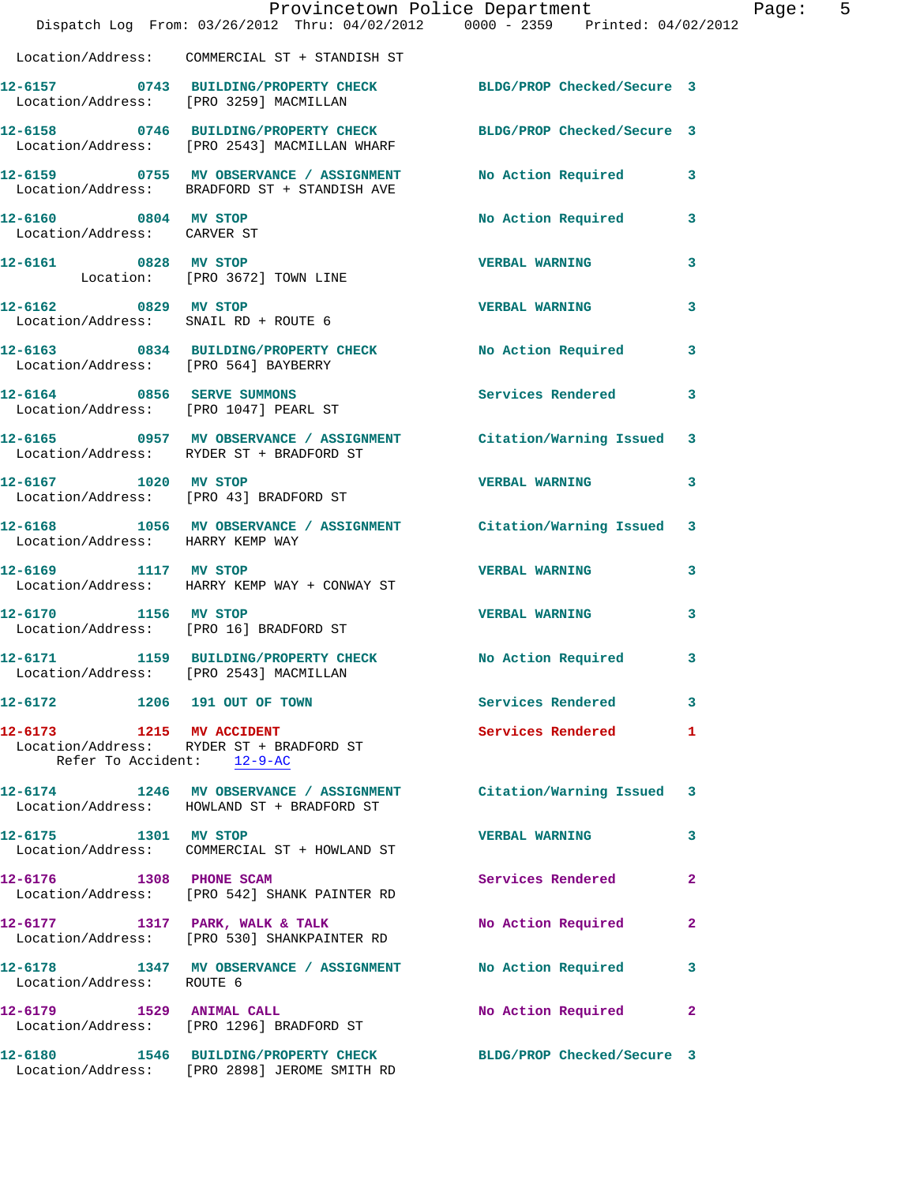Location/Address: COMMERCIAL ST + STANDISH ST

**12-6157 0743 BUILDING/PROPERTY CHECK** BLDG/PROP Checked/Secure 3
Location/Address: [PRO 3259] MACMILLAN

**12-6158 0746 BUILDING/PROPERTY CHECK** BLDG/PROP Checked/Secure 3
Location/Address: [PRO 2543] MACMILLAN WHARF

**12-6159 0755 MV OBSERVANCE / ASSIGNMENT** No Action Required 3
Location/Address: BRADFORD ST + STANDISH AVE

**12-6160 0804 MV STOP** No Action Required 3
Location/Address: CARVER ST

**12-6161 0828 MV STOP** VERBAL WARNING 3
Location: [PRO 3672] TOWN LINE

**12-6162 0829 MV STOP** VERBAL WARNING 3
Location/Address: SNAIL RD + ROUTE 6

**12-6163 0834 BUILDING/PROPERTY CHECK** No Action Required 3
Location/Address: [PRO 564] BAYBERRY

**12-6164 0856 SERVE SUMMONS** Services Rendered 3
Location/Address: [PRO 1047] PEARL ST

**12-6165 0957 MV OBSERVANCE / ASSIGNMENT** Citation/Warning Issued 3
Location/Address: RYDER ST + BRADFORD ST

**12-6167 1020 MV STOP** VERBAL WARNING 3
Location/Address: [PRO 43] BRADFORD ST

**12-6168 1056 MV OBSERVANCE / ASSIGNMENT** Citation/Warning Issued 3
Location/Address: HARRY KEMP WAY

**12-6169 1117 MV STOP** VERBAL WARNING 3
Location/Address: HARRY KEMP WAY + CONWAY ST

**12-6170 1156 MV STOP** VERBAL WARNING 3
Location/Address: [PRO 16] BRADFORD ST

**12-6171 1159 BUILDING/PROPERTY CHECK** No Action Required 3
Location/Address: [PRO 2543] MACMILLAN

**12-6172 1206 191 OUT OF TOWN** Services Rendered 3

**12-6173 1215 MV ACCIDENT** Services Rendered 1
Location/Address: RYDER ST + BRADFORD ST
Refer To Accident: 12-9-AC

**12-6174 1246 MV OBSERVANCE / ASSIGNMENT** Citation/Warning Issued 3
Location/Address: HOWLAND ST + BRADFORD ST

**12-6175 1301 MV STOP** VERBAL WARNING 3
Location/Address: COMMERCIAL ST + HOWLAND ST

**12-6176 1308 PHONE SCAM** Services Rendered 2
Location/Address: [PRO 542] SHANK PAINTER RD

**12-6177 1317 PARK, WALK & TALK** No Action Required 2
Location/Address: [PRO 530] SHANKPAINTER RD

**12-6178 1347 MV OBSERVANCE / ASSIGNMENT** No Action Required 3
Location/Address: ROUTE 6

**12-6179 1529 ANIMAL CALL** No Action Required 2
Location/Address: [PRO 1296] BRADFORD ST

**12-6180 1546 BUILDING/PROPERTY CHECK** BLDG/PROP Checked/Secure 3
Location/Address: [PRO 2898] JEROME SMITH RD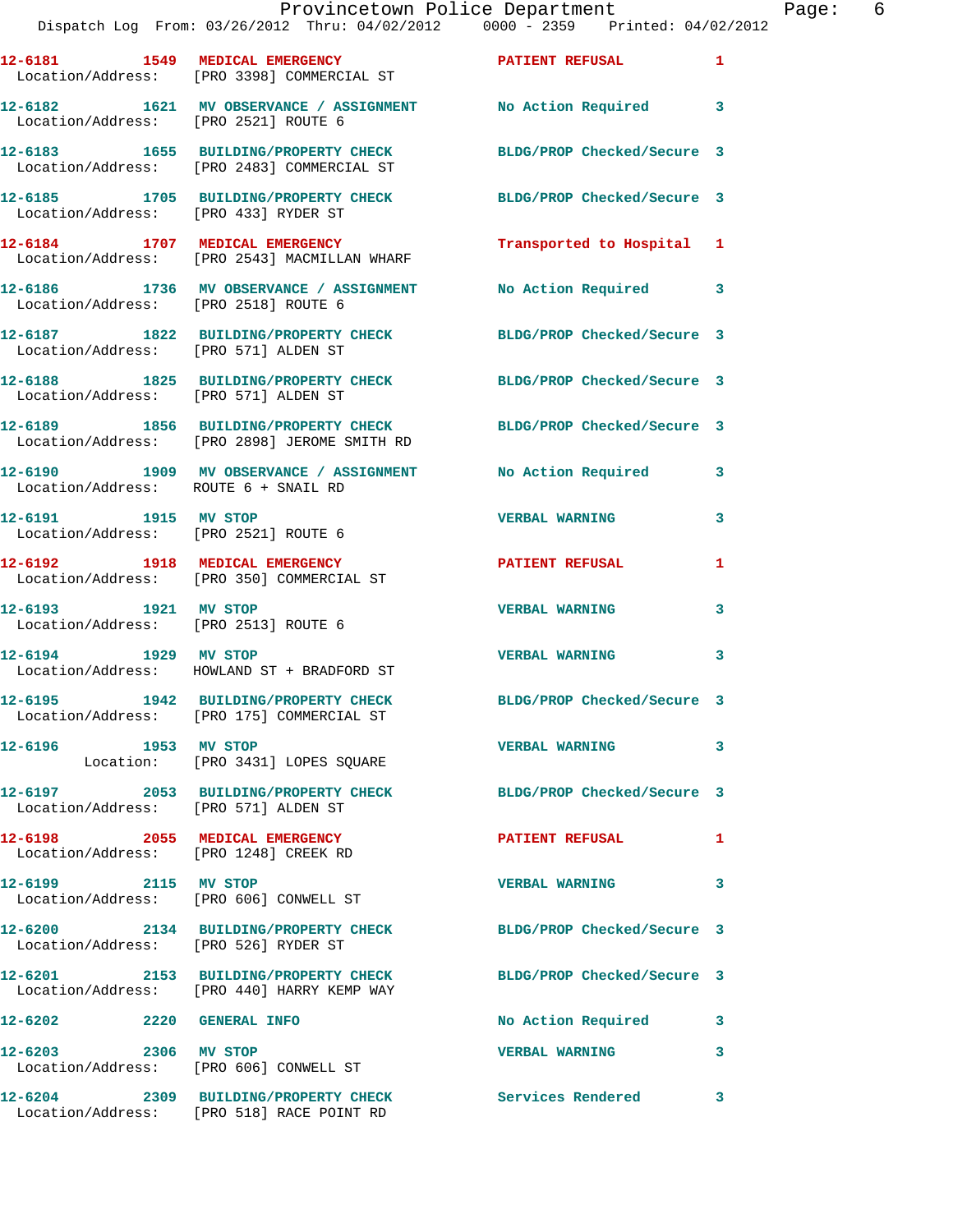12-6181 1549 MEDICAL EMERGENCY PATIENT REFUSAL 1
Location/Address: [PRO 3398] COMMERCIAL ST

12-6182 1621 MV OBSERVANCE / ASSIGNMENT No Action Required 3
Location/Address: [PRO 2521] ROUTE 6

12-6183 1655 BUILDING/PROPERTY CHECK BLDG/PROP Checked/Secure 3
Location/Address: [PRO 2483] COMMERCIAL ST

12-6185 1705 BUILDING/PROPERTY CHECK BLDG/PROP Checked/Secure 3
Location/Address: [PRO 433] RYDER ST

12-6184 1707 MEDICAL EMERGENCY Transported to Hospital 1
Location/Address: [PRO 2543] MACMILLAN WHARF

12-6186 1736 MV OBSERVANCE / ASSIGNMENT No Action Required 3
Location/Address: [PRO 2518] ROUTE 6

12-6187 1822 BUILDING/PROPERTY CHECK BLDG/PROP Checked/Secure 3
Location/Address: [PRO 571] ALDEN ST

12-6188 1825 BUILDING/PROPERTY CHECK BLDG/PROP Checked/Secure 3
Location/Address: [PRO 571] ALDEN ST

12-6189 1856 BUILDING/PROPERTY CHECK BLDG/PROP Checked/Secure 3
Location/Address: [PRO 2898] JEROME SMITH RD

12-6190 1909 MV OBSERVANCE / ASSIGNMENT No Action Required 3
Location/Address: ROUTE 6 + SNAIL RD

12-6191 1915 MV STOP VERBAL WARNING 3
Location/Address: [PRO 2521] ROUTE 6

12-6192 1918 MEDICAL EMERGENCY PATIENT REFUSAL 1
Location/Address: [PRO 350] COMMERCIAL ST

12-6193 1921 MV STOP VERBAL WARNING 3
Location/Address: [PRO 2513] ROUTE 6

12-6194 1929 MV STOP VERBAL WARNING 3
Location/Address: HOWLAND ST + BRADFORD ST

12-6195 1942 BUILDING/PROPERTY CHECK BLDG/PROP Checked/Secure 3
Location/Address: [PRO 175] COMMERCIAL ST

12-6196 1953 MV STOP VERBAL WARNING 3
Location: [PRO 3431] LOPES SQUARE

12-6197 2053 BUILDING/PROPERTY CHECK BLDG/PROP Checked/Secure 3
Location/Address: [PRO 571] ALDEN ST

12-6198 2055 MEDICAL EMERGENCY PATIENT REFUSAL 1
Location/Address: [PRO 1248] CREEK RD

12-6199 2115 MV STOP VERBAL WARNING 3
Location/Address: [PRO 606] CONWELL ST

12-6200 2134 BUILDING/PROPERTY CHECK BLDG/PROP Checked/Secure 3
Location/Address: [PRO 526] RYDER ST

12-6201 2153 BUILDING/PROPERTY CHECK BLDG/PROP Checked/Secure 3
Location/Address: [PRO 440] HARRY KEMP WAY

12-6202 2220 GENERAL INFO No Action Required 3

12-6203 2306 MV STOP VERBAL WARNING 3
Location/Address: [PRO 606] CONWELL ST

12-6204 2309 BUILDING/PROPERTY CHECK Services Rendered 3
Location/Address: [PRO 518] RACE POINT RD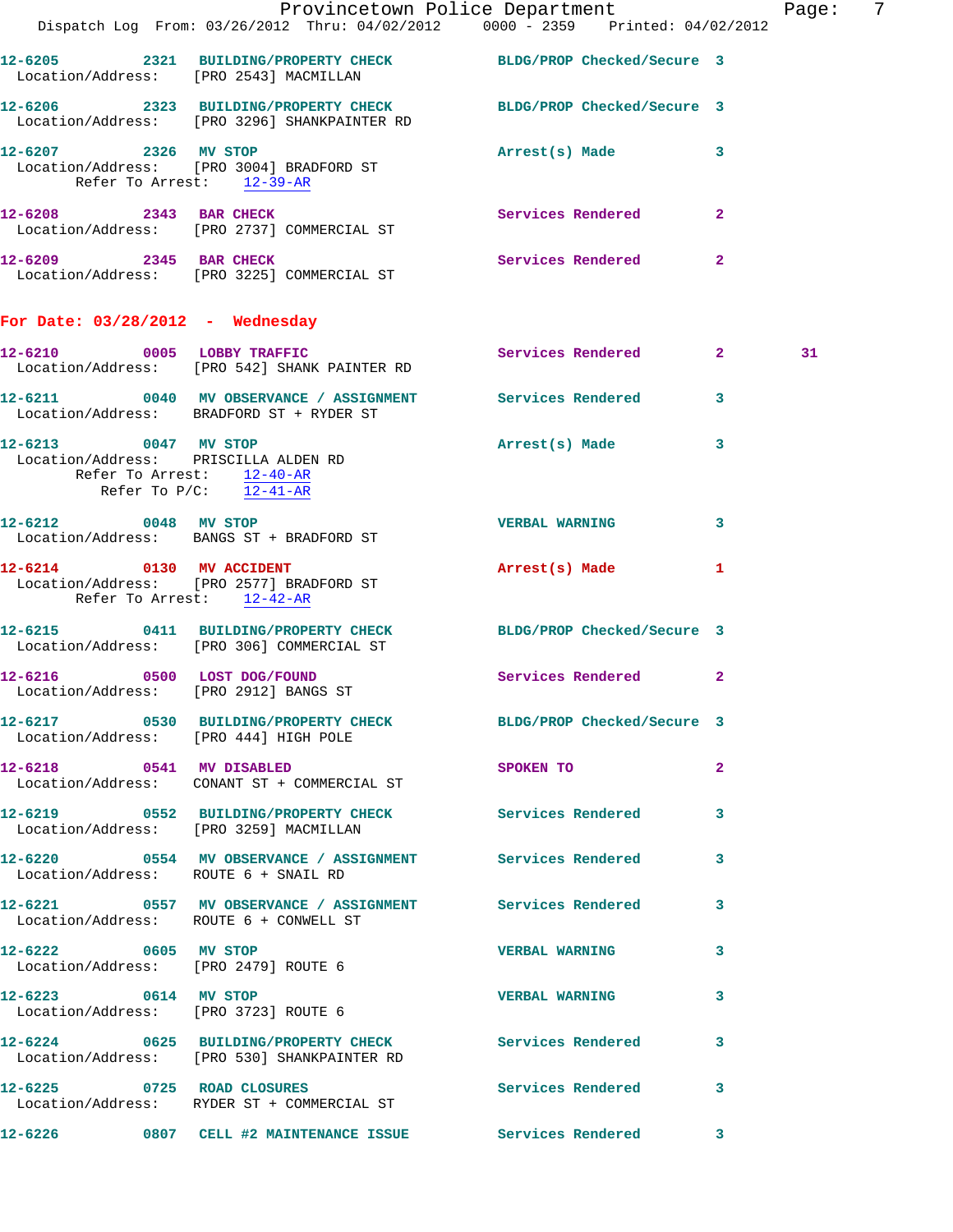12-6205 2321 BUILDING/PROPERTY CHECK BLDG/PROP Checked/Secure 3
Location/Address: [PRO 2543] MACMILLAN

12-6206 2323 BUILDING/PROPERTY CHECK BLDG/PROP Checked/Secure 3
Location/Address: [PRO 3296] SHANKPAINTER RD

12-6207 2326 MV STOP Arrest(s) Made 3
Location/Address: [PRO 3004] BRADFORD ST
Refer To Arrest: 12-39-AR

12-6208 2343 BAR CHECK Services Rendered 2
Location/Address: [PRO 2737] COMMERCIAL ST

12-6209 2345 BAR CHECK Services Rendered 2
Location/Address: [PRO 3225] COMMERCIAL ST

**For Date: 03/28/2012 - Wednesday**

12-6210 0005 LOBBY TRAFFIC Services Rendered 2 31
Location/Address: [PRO 542] SHANK PAINTER RD

12-6211 0040 MV OBSERVANCE / ASSIGNMENT Services Rendered 3
Location/Address: BRADFORD ST + RYDER ST

12-6213 0047 MV STOP Arrest(s) Made 3
Location/Address: PRISCILLA ALDEN RD
Refer To Arrest: 12-40-AR
Refer To P/C: 12-41-AR

12-6212 0048 MV STOP VERBAL WARNING 3
Location/Address: BANGS ST + BRADFORD ST

12-6214 0130 MV ACCIDENT Arrest(s) Made 1
Location/Address: [PRO 2577] BRADFORD ST
Refer To Arrest: 12-42-AR

12-6215 0411 BUILDING/PROPERTY CHECK BLDG/PROP Checked/Secure 3
Location/Address: [PRO 306] COMMERCIAL ST

12-6216 0500 LOST DOG/FOUND Services Rendered 2
Location/Address: [PRO 2912] BANGS ST

12-6217 0530 BUILDING/PROPERTY CHECK BLDG/PROP Checked/Secure 3
Location/Address: [PRO 444] HIGH POLE

12-6218 0541 MV DISABLED SPOKEN TO 2
Location/Address: CONANT ST + COMMERCIAL ST

12-6219 0552 BUILDING/PROPERTY CHECK Services Rendered 3
Location/Address: [PRO 3259] MACMILLAN

12-6220 0554 MV OBSERVANCE / ASSIGNMENT Services Rendered 3
Location/Address: ROUTE 6 + SNAIL RD

12-6221 0557 MV OBSERVANCE / ASSIGNMENT Services Rendered 3
Location/Address: ROUTE 6 + CONWELL ST

12-6222 0605 MV STOP VERBAL WARNING 3
Location/Address: [PRO 2479] ROUTE 6

12-6223 0614 MV STOP VERBAL WARNING 3
Location/Address: [PRO 3723] ROUTE 6

12-6224 0625 BUILDING/PROPERTY CHECK Services Rendered 3
Location/Address: [PRO 530] SHANKPAINTER RD

12-6225 0725 ROAD CLOSURES Services Rendered 3
Location/Address: RYDER ST + COMMERCIAL ST

12-6226 0807 CELL #2 MAINTENANCE ISSUE Services Rendered 3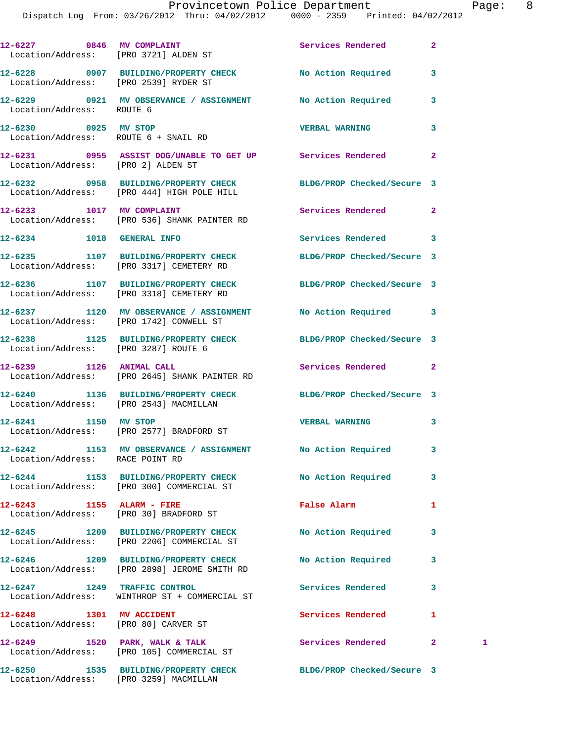12-6227 0846 MV COMPLAINT Services Rendered 2
Location/Address: [PRO 3721] ALDEN ST

12-6228 0907 BUILDING/PROPERTY CHECK No Action Required 3
Location/Address: [PRO 2539] RYDER ST

12-6229 0921 MV OBSERVANCE / ASSIGNMENT No Action Required 3
Location/Address: ROUTE 6

12-6230 0925 MV STOP VERBAL WARNING 3
Location/Address: ROUTE 6 + SNAIL RD

12-6231 0955 ASSIST DOG/UNABLE TO GET UP Services Rendered 2
Location/Address: [PRO 2] ALDEN ST

12-6232 0958 BUILDING/PROPERTY CHECK BLDG/PROP Checked/Secure 3
Location/Address: [PRO 444] HIGH POLE HILL

12-6233 1017 MV COMPLAINT Services Rendered 2
Location/Address: [PRO 536] SHANK PAINTER RD

12-6234 1018 GENERAL INFO Services Rendered 3

12-6235 1107 BUILDING/PROPERTY CHECK BLDG/PROP Checked/Secure 3
Location/Address: [PRO 3317] CEMETERY RD

12-6236 1107 BUILDING/PROPERTY CHECK BLDG/PROP Checked/Secure 3
Location/Address: [PRO 3318] CEMETERY RD

12-6237 1120 MV OBSERVANCE / ASSIGNMENT No Action Required 3
Location/Address: [PRO 1742] CONWELL ST

12-6238 1125 BUILDING/PROPERTY CHECK BLDG/PROP Checked/Secure 3
Location/Address: [PRO 3287] ROUTE 6

12-6239 1126 ANIMAL CALL Services Rendered 2
Location/Address: [PRO 2645] SHANK PAINTER RD

12-6240 1136 BUILDING/PROPERTY CHECK BLDG/PROP Checked/Secure 3
Location/Address: [PRO 2543] MACMILLAN

12-6241 1150 MV STOP VERBAL WARNING 3
Location/Address: [PRO 2577] BRADFORD ST

12-6242 1153 MV OBSERVANCE / ASSIGNMENT No Action Required 3
Location/Address: RACE POINT RD

12-6244 1153 BUILDING/PROPERTY CHECK No Action Required 3
Location/Address: [PRO 300] COMMERCIAL ST

12-6243 1155 ALARM - FIRE False Alarm 1
Location/Address: [PRO 30] BRADFORD ST

12-6245 1209 BUILDING/PROPERTY CHECK No Action Required 3
Location/Address: [PRO 2206] COMMERCIAL ST

12-6246 1209 BUILDING/PROPERTY CHECK No Action Required 3
Location/Address: [PRO 2898] JEROME SMITH RD

12-6247 1249 TRAFFIC CONTROL Services Rendered 3
Location/Address: WINTHROP ST + COMMERCIAL ST

12-6248 1301 MV ACCIDENT Services Rendered 1
Location/Address: [PRO 80] CARVER ST

12-6249 1520 PARK, WALK & TALK Services Rendered 2 1
Location/Address: [PRO 105] COMMERCIAL ST

12-6250 1535 BUILDING/PROPERTY CHECK BLDG/PROP Checked/Secure 3
Location/Address: [PRO 3259] MACMILLAN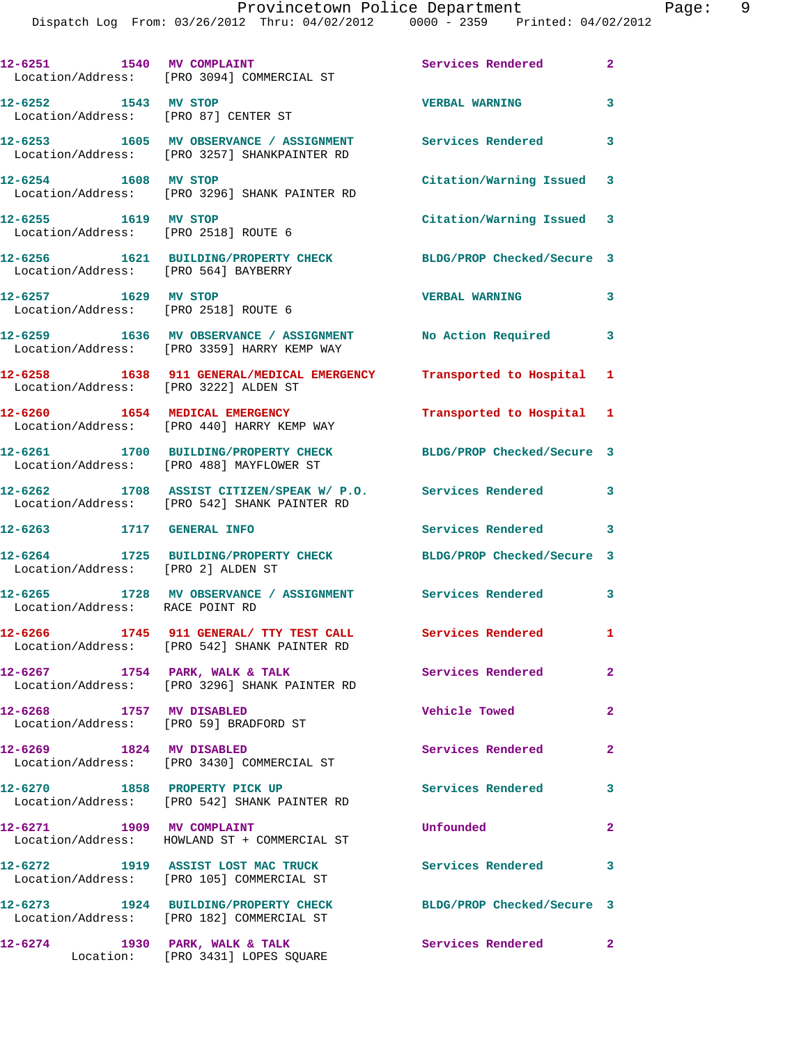12-6251 1540 MV COMPLAINT Services Rendered 2
Location/Address: [PRO 3094] COMMERCIAL ST

12-6252 1543 MV STOP VERBAL WARNING 3
Location/Address: [PRO 87] CENTER ST

12-6253 1605 MV OBSERVANCE / ASSIGNMENT Services Rendered 3
Location/Address: [PRO 3257] SHANKPAINTER RD

12-6254 1608 MV STOP Citation/Warning Issued 3
Location/Address: [PRO 3296] SHANK PAINTER RD

12-6255 1619 MV STOP Citation/Warning Issued 3
Location/Address: [PRO 2518] ROUTE 6

12-6256 1621 BUILDING/PROPERTY CHECK BLDG/PROP Checked/Secure 3
Location/Address: [PRO 564] BAYBERRY

12-6257 1629 MV STOP VERBAL WARNING 3
Location/Address: [PRO 2518] ROUTE 6

12-6259 1636 MV OBSERVANCE / ASSIGNMENT No Action Required 3
Location/Address: [PRO 3359] HARRY KEMP WAY

12-6258 1638 911 GENERAL/MEDICAL EMERGENCY Transported to Hospital 1
Location/Address: [PRO 3222] ALDEN ST

12-6260 1654 MEDICAL EMERGENCY Transported to Hospital 1
Location/Address: [PRO 440] HARRY KEMP WAY

12-6261 1700 BUILDING/PROPERTY CHECK BLDG/PROP Checked/Secure 3
Location/Address: [PRO 488] MAYFLOWER ST

12-6262 1708 ASSIST CITIZEN/SPEAK W/ P.O. Services Rendered 3
Location/Address: [PRO 542] SHANK PAINTER RD

12-6263 1717 GENERAL INFO Services Rendered 3

12-6264 1725 BUILDING/PROPERTY CHECK BLDG/PROP Checked/Secure 3
Location/Address: [PRO 2] ALDEN ST

12-6265 1728 MV OBSERVANCE / ASSIGNMENT Services Rendered 3
Location/Address: RACE POINT RD

12-6266 1745 911 GENERAL/ TTY TEST CALL Services Rendered 1
Location/Address: [PRO 542] SHANK PAINTER RD

12-6267 1754 PARK, WALK & TALK Services Rendered 2
Location/Address: [PRO 3296] SHANK PAINTER RD

12-6268 1757 MV DISABLED Vehicle Towed 2
Location/Address: [PRO 59] BRADFORD ST

12-6269 1824 MV DISABLED Services Rendered 2
Location/Address: [PRO 3430] COMMERCIAL ST

12-6270 1858 PROPERTY PICK UP Services Rendered 3
Location/Address: [PRO 542] SHANK PAINTER RD

12-6271 1909 MV COMPLAINT Unfounded 2
Location/Address: HOWLAND ST + COMMERCIAL ST

12-6272 1919 ASSIST LOST MAC TRUCK Services Rendered 3
Location/Address: [PRO 105] COMMERCIAL ST

12-6273 1924 BUILDING/PROPERTY CHECK BLDG/PROP Checked/Secure 3
Location/Address: [PRO 182] COMMERCIAL ST

12-6274 1930 PARK, WALK & TALK Services Rendered 2
Location: [PRO 3431] LOPES SQUARE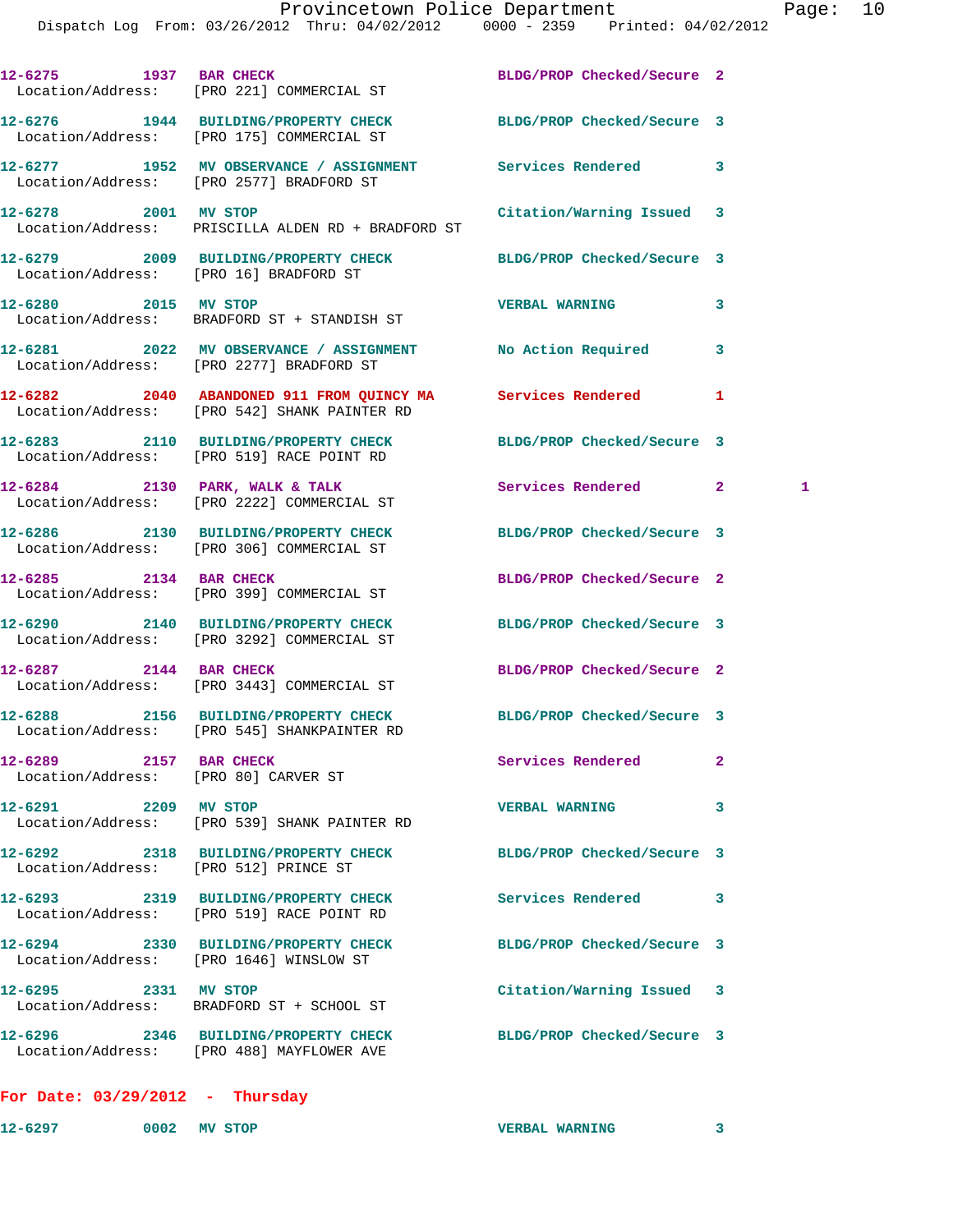12-6275 1937 BAR CHECK BLDG/PROP Checked/Secure 2
Location/Address: [PRO 221] COMMERCIAL ST

12-6276 1944 BUILDING/PROPERTY CHECK BLDG/PROP Checked/Secure 3
Location/Address: [PRO 175] COMMERCIAL ST

12-6277 1952 MV OBSERVANCE / ASSIGNMENT Services Rendered 3
Location/Address: [PRO 2577] BRADFORD ST

12-6278 2001 MV STOP Citation/Warning Issued 3
Location/Address: PRISCILLA ALDEN RD + BRADFORD ST

12-6279 2009 BUILDING/PROPERTY CHECK BLDG/PROP Checked/Secure 3
Location/Address: [PRO 16] BRADFORD ST

12-6280 2015 MV STOP VERBAL WARNING 3
Location/Address: BRADFORD ST + STANDISH ST

12-6281 2022 MV OBSERVANCE / ASSIGNMENT No Action Required 3
Location/Address: [PRO 2277] BRADFORD ST

12-6282 2040 ABANDONED 911 FROM QUINCY MA Services Rendered 1
Location/Address: [PRO 542] SHANK PAINTER RD

12-6283 2110 BUILDING/PROPERTY CHECK BLDG/PROP Checked/Secure 3
Location/Address: [PRO 519] RACE POINT RD

12-6284 2130 PARK, WALK & TALK Services Rendered 2 1
Location/Address: [PRO 2222] COMMERCIAL ST

12-6286 2130 BUILDING/PROPERTY CHECK BLDG/PROP Checked/Secure 3
Location/Address: [PRO 306] COMMERCIAL ST

12-6285 2134 BAR CHECK BLDG/PROP Checked/Secure 2
Location/Address: [PRO 399] COMMERCIAL ST

12-6290 2140 BUILDING/PROPERTY CHECK BLDG/PROP Checked/Secure 3
Location/Address: [PRO 3292] COMMERCIAL ST

12-6287 2144 BAR CHECK BLDG/PROP Checked/Secure 2
Location/Address: [PRO 3443] COMMERCIAL ST

12-6288 2156 BUILDING/PROPERTY CHECK BLDG/PROP Checked/Secure 3
Location/Address: [PRO 545] SHANKPAINTER RD

12-6289 2157 BAR CHECK Services Rendered 2
Location/Address: [PRO 80] CARVER ST

12-6291 2209 MV STOP VERBAL WARNING 3
Location/Address: [PRO 539] SHANK PAINTER RD

12-6292 2318 BUILDING/PROPERTY CHECK BLDG/PROP Checked/Secure 3
Location/Address: [PRO 512] PRINCE ST

12-6293 2319 BUILDING/PROPERTY CHECK Services Rendered 3
Location/Address: [PRO 519] RACE POINT RD

12-6294 2330 BUILDING/PROPERTY CHECK BLDG/PROP Checked/Secure 3
Location/Address: [PRO 1646] WINSLOW ST

12-6295 2331 MV STOP Citation/Warning Issued 3
Location/Address: BRADFORD ST + SCHOOL ST

12-6296 2346 BUILDING/PROPERTY CHECK BLDG/PROP Checked/Secure 3
Location/Address: [PRO 488] MAYFLOWER AVE

**For Date: 03/29/2012 - Thursday**

12-6297 0002 MV STOP VERBAL WARNING 3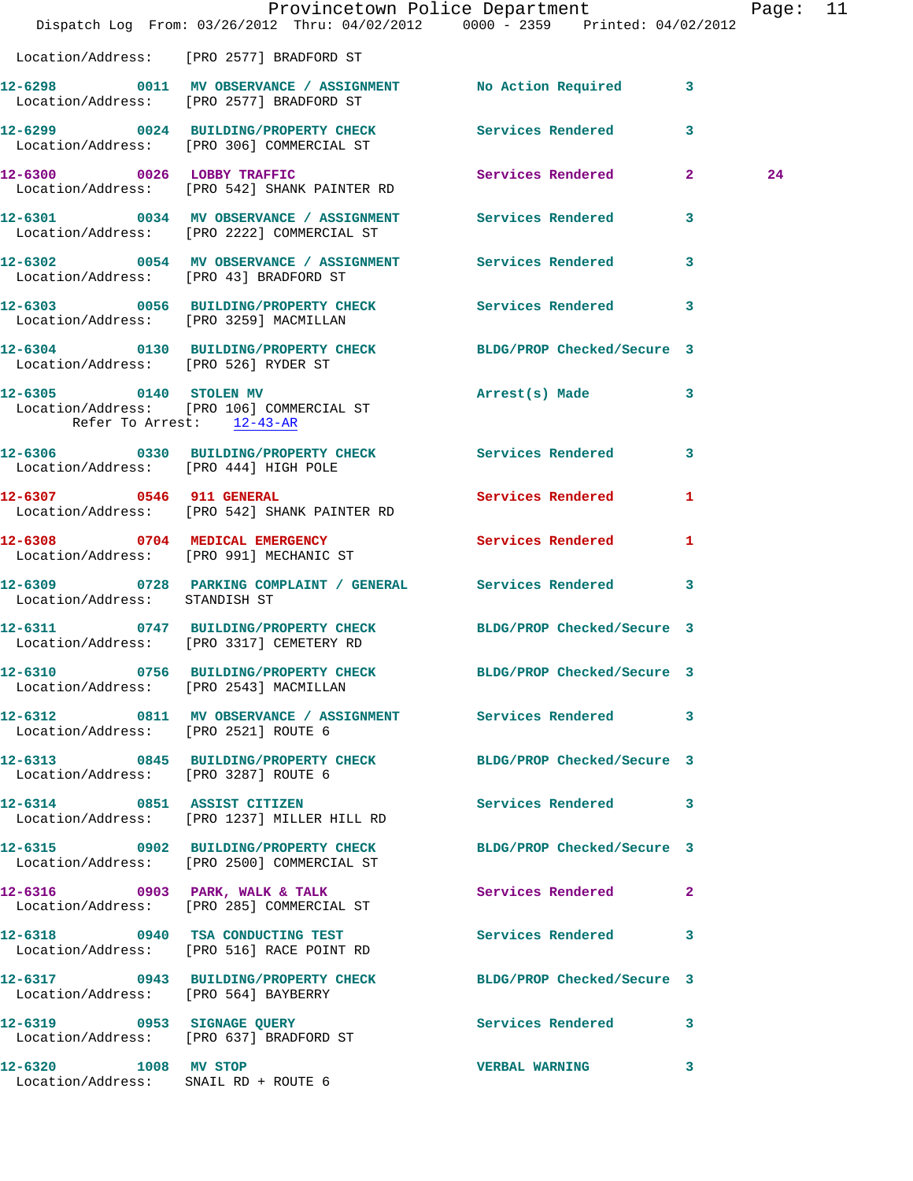Location/Address: [PRO 2577] BRADFORD ST

| Call # | Time | Type | Disposition | Priority | |
|---|---|---|---|---|---|
| 12-6298 | 0011 | MV OBSERVANCE / ASSIGNMENT | No Action Required | 3 | |
| | | Location/Address: [PRO 2577] BRADFORD ST | | | |
| 12-6299 | 0024 | BUILDING/PROPERTY CHECK | Services Rendered | 3 | |
| | | Location/Address: [PRO 306] COMMERCIAL ST | | | |
| 12-6300 | 0026 | LOBBY TRAFFIC | Services Rendered | 2 | 24 |
| | | Location/Address: [PRO 542] SHANK PAINTER RD | | | |
| 12-6301 | 0034 | MV OBSERVANCE / ASSIGNMENT | Services Rendered | 3 | |
| | | Location/Address: [PRO 2222] COMMERCIAL ST | | | |
| 12-6302 | 0054 | MV OBSERVANCE / ASSIGNMENT | Services Rendered | 3 | |
| | | Location/Address: [PRO 43] BRADFORD ST | | | |
| 12-6303 | 0056 | BUILDING/PROPERTY CHECK | Services Rendered | 3 | |
| | | Location/Address: [PRO 3259] MACMILLAN | | | |
| 12-6304 | 0130 | BUILDING/PROPERTY CHECK | BLDG/PROP Checked/Secure | 3 | |
| | | Location/Address: [PRO 526] RYDER ST | | | |
| 12-6305 | 0140 | STOLEN MV | Arrest(s) Made | 3 | |
| | | Location/Address: [PRO 106] COMMERCIAL ST; Refer To Arrest: 12-43-AR | | | |
| 12-6306 | 0330 | BUILDING/PROPERTY CHECK | Services Rendered | 3 | |
| | | Location/Address: [PRO 444] HIGH POLE | | | |
| 12-6307 | 0546 | 911 GENERAL | Services Rendered | 1 | |
| | | Location/Address: [PRO 542] SHANK PAINTER RD | | | |
| 12-6308 | 0704 | MEDICAL EMERGENCY | Services Rendered | 1 | |
| | | Location/Address: [PRO 991] MECHANIC ST | | | |
| 12-6309 | 0728 | PARKING COMPLAINT / GENERAL | Services Rendered | 3 | |
| | | Location/Address: STANDISH ST | | | |
| 12-6311 | 0747 | BUILDING/PROPERTY CHECK | BLDG/PROP Checked/Secure | 3 | |
| | | Location/Address: [PRO 3317] CEMETERY RD | | | |
| 12-6310 | 0756 | BUILDING/PROPERTY CHECK | BLDG/PROP Checked/Secure | 3 | |
| | | Location/Address: [PRO 2543] MACMILLAN | | | |
| 12-6312 | 0811 | MV OBSERVANCE / ASSIGNMENT | Services Rendered | 3 | |
| | | Location/Address: [PRO 2521] ROUTE 6 | | | |
| 12-6313 | 0845 | BUILDING/PROPERTY CHECK | BLDG/PROP Checked/Secure | 3 | |
| | | Location/Address: [PRO 3287] ROUTE 6 | | | |
| 12-6314 | 0851 | ASSIST CITIZEN | Services Rendered | 3 | |
| | | Location/Address: [PRO 1237] MILLER HILL RD | | | |
| 12-6315 | 0902 | BUILDING/PROPERTY CHECK | BLDG/PROP Checked/Secure | 3 | |
| | | Location/Address: [PRO 2500] COMMERCIAL ST | | | |
| 12-6316 | 0903 | PARK, WALK & TALK | Services Rendered | 2 | |
| | | Location/Address: [PRO 285] COMMERCIAL ST | | | |
| 12-6318 | 0940 | TSA CONDUCTING TEST | Services Rendered | 3 | |
| | | Location/Address: [PRO 516] RACE POINT RD | | | |
| 12-6317 | 0943 | BUILDING/PROPERTY CHECK | BLDG/PROP Checked/Secure | 3 | |
| | | Location/Address: [PRO 564] BAYBERRY | | | |
| 12-6319 | 0953 | SIGNAGE QUERY | Services Rendered | 3 | |
| | | Location/Address: [PRO 637] BRADFORD ST | | | |
| 12-6320 | 1008 | MV STOP | VERBAL WARNING | 3 | |
| | | Location/Address: SNAIL RD + ROUTE 6 | | | |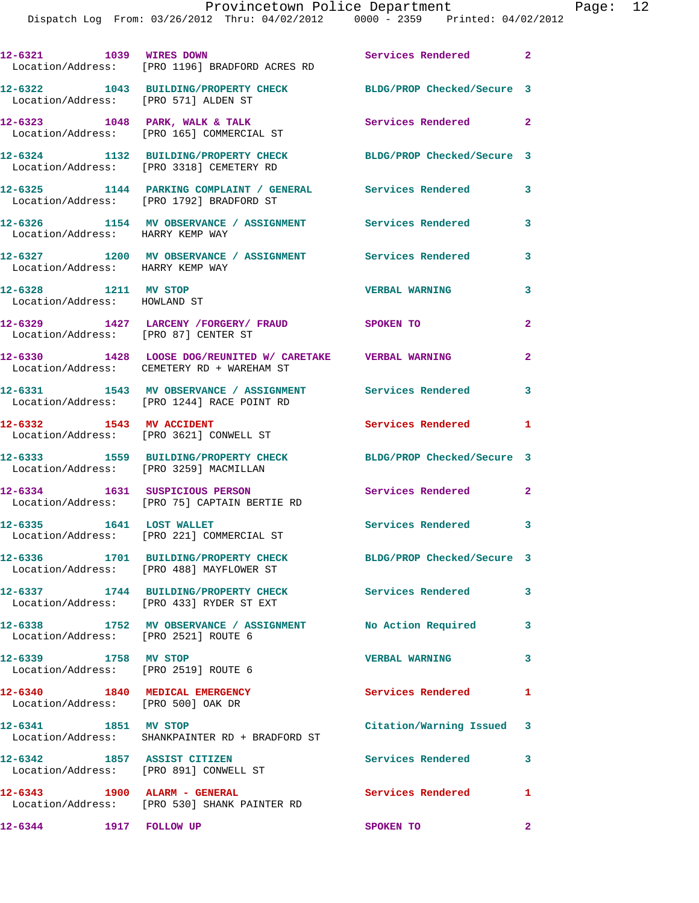12-6321 1039 WIRES DOWN Services Rendered 2
Location/Address: [PRO 1196] BRADFORD ACRES RD

12-6322 1043 BUILDING/PROPERTY CHECK BLDG/PROP Checked/Secure 3
Location/Address: [PRO 571] ALDEN ST

12-6323 1048 PARK, WALK & TALK Services Rendered 2
Location/Address: [PRO 165] COMMERCIAL ST

12-6324 1132 BUILDING/PROPERTY CHECK BLDG/PROP Checked/Secure 3
Location/Address: [PRO 3318] CEMETERY RD

12-6325 1144 PARKING COMPLAINT / GENERAL Services Rendered 3
Location/Address: [PRO 1792] BRADFORD ST

12-6326 1154 MV OBSERVANCE / ASSIGNMENT Services Rendered 3
Location/Address: HARRY KEMP WAY

12-6327 1200 MV OBSERVANCE / ASSIGNMENT Services Rendered 3
Location/Address: HARRY KEMP WAY

12-6328 1211 MV STOP VERBAL WARNING 3
Location/Address: HOWLAND ST

12-6329 1427 LARCENY /FORGERY/ FRAUD SPOKEN TO 2
Location/Address: [PRO 87] CENTER ST

12-6330 1428 LOOSE DOG/REUNITED W/ CARETAKE VERBAL WARNING 2
Location/Address: CEMETERY RD + WAREHAM ST

12-6331 1543 MV OBSERVANCE / ASSIGNMENT Services Rendered 3
Location/Address: [PRO 1244] RACE POINT RD

12-6332 1543 MV ACCIDENT Services Rendered 1
Location/Address: [PRO 3621] CONWELL ST

12-6333 1559 BUILDING/PROPERTY CHECK BLDG/PROP Checked/Secure 3
Location/Address: [PRO 3259] MACMILLAN

12-6334 1631 SUSPICIOUS PERSON Services Rendered 2
Location/Address: [PRO 75] CAPTAIN BERTIE RD

12-6335 1641 LOST WALLET Services Rendered 3
Location/Address: [PRO 221] COMMERCIAL ST

12-6336 1701 BUILDING/PROPERTY CHECK BLDG/PROP Checked/Secure 3
Location/Address: [PRO 488] MAYFLOWER ST

12-6337 1744 BUILDING/PROPERTY CHECK Services Rendered 3
Location/Address: [PRO 433] RYDER ST EXT

12-6338 1752 MV OBSERVANCE / ASSIGNMENT No Action Required 3
Location/Address: [PRO 2521] ROUTE 6

12-6339 1758 MV STOP VERBAL WARNING 3
Location/Address: [PRO 2519] ROUTE 6

12-6340 1840 MEDICAL EMERGENCY Services Rendered 1
Location/Address: [PRO 500] OAK DR

12-6341 1851 MV STOP Citation/Warning Issued 3
Location/Address: SHANKPAINTER RD + BRADFORD ST

12-6342 1857 ASSIST CITIZEN Services Rendered 3
Location/Address: [PRO 891] CONWELL ST

12-6343 1900 ALARM - GENERAL Services Rendered 1
Location/Address: [PRO 530] SHANK PAINTER RD

12-6344 1917 FOLLOW UP SPOKEN TO 2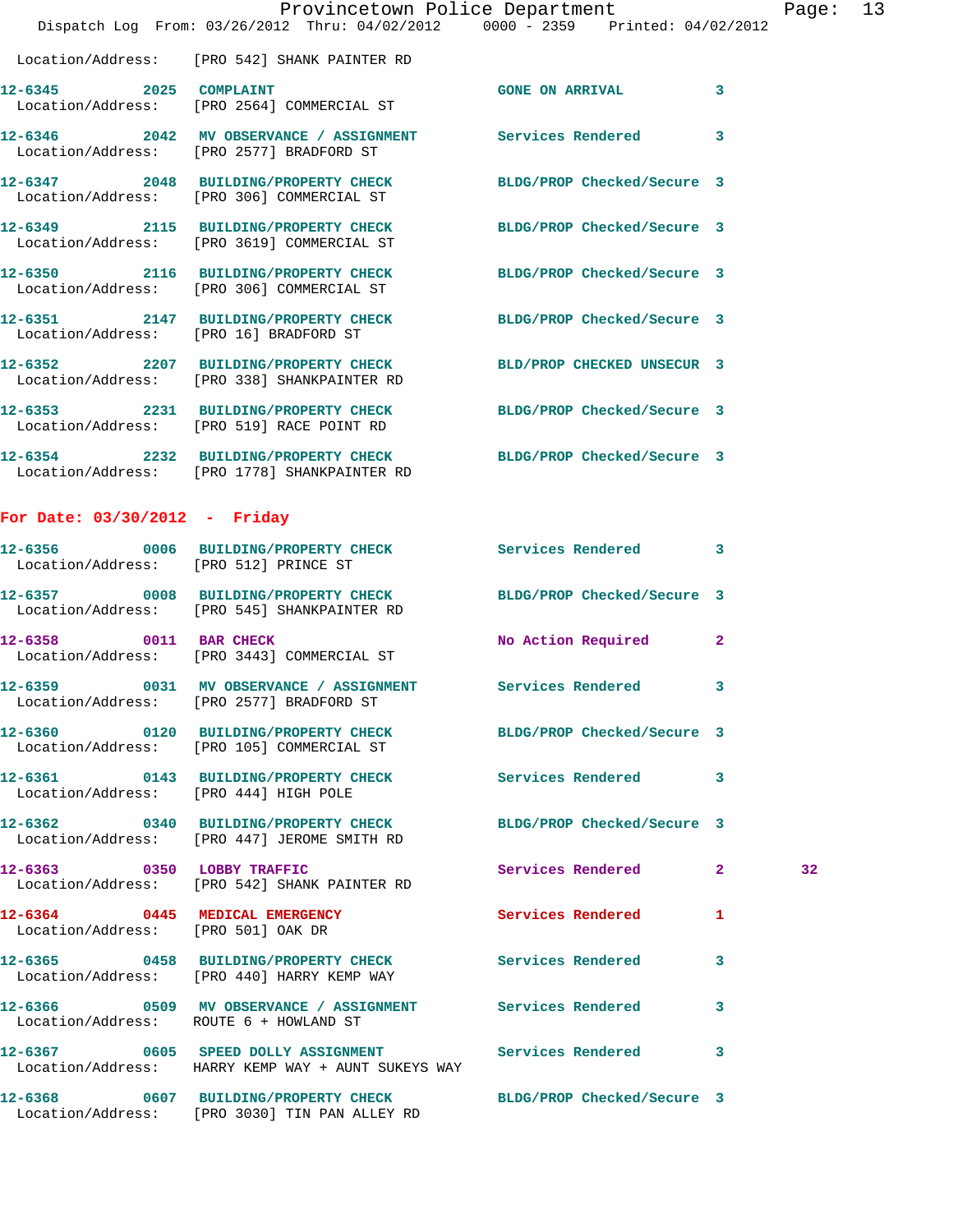Location/Address: [PRO 542] SHANK PAINTER RD

**12-6345** 2025 **COMPLAINT** GONE ON ARRIVAL 3
Location/Address: [PRO 2564] COMMERCIAL ST

**12-6346** 2042 **MV OBSERVANCE / ASSIGNMENT** Services Rendered 3
Location/Address: [PRO 2577] BRADFORD ST

**12-6347** 2048 **BUILDING/PROPERTY CHECK** BLDG/PROP Checked/Secure 3
Location/Address: [PRO 306] COMMERCIAL ST

**12-6349** 2115 **BUILDING/PROPERTY CHECK** BLDG/PROP Checked/Secure 3
Location/Address: [PRO 3619] COMMERCIAL ST

**12-6350** 2116 **BUILDING/PROPERTY CHECK** BLDG/PROP Checked/Secure 3
Location/Address: [PRO 306] COMMERCIAL ST

**12-6351** 2147 **BUILDING/PROPERTY CHECK** BLDG/PROP Checked/Secure 3
Location/Address: [PRO 16] BRADFORD ST

**12-6352** 2207 **BUILDING/PROPERTY CHECK** BLD/PROP CHECKED UNSECUR 3
Location/Address: [PRO 338] SHANKPAINTER RD

**12-6353** 2231 **BUILDING/PROPERTY CHECK** BLDG/PROP Checked/Secure 3
Location/Address: [PRO 519] RACE POINT RD

**12-6354** 2232 **BUILDING/PROPERTY CHECK** BLDG/PROP Checked/Secure 3
Location/Address: [PRO 1778] SHANKPAINTER RD

## For Date: 03/30/2012 - Friday

**12-6356** 0006 **BUILDING/PROPERTY CHECK** Services Rendered 3
Location/Address: [PRO 512] PRINCE ST

**12-6357** 0008 **BUILDING/PROPERTY CHECK** BLDG/PROP Checked/Secure 3
Location/Address: [PRO 545] SHANKPAINTER RD

**12-6358** 0011 **BAR CHECK** No Action Required 2
Location/Address: [PRO 3443] COMMERCIAL ST

**12-6359** 0031 **MV OBSERVANCE / ASSIGNMENT** Services Rendered 3
Location/Address: [PRO 2577] BRADFORD ST

**12-6360** 0120 **BUILDING/PROPERTY CHECK** BLDG/PROP Checked/Secure 3
Location/Address: [PRO 105] COMMERCIAL ST

**12-6361** 0143 **BUILDING/PROPERTY CHECK** Services Rendered 3
Location/Address: [PRO 444] HIGH POLE

**12-6362** 0340 **BUILDING/PROPERTY CHECK** BLDG/PROP Checked/Secure 3
Location/Address: [PRO 447] JEROME SMITH RD

**12-6363** 0350 **LOBBY TRAFFIC** Services Rendered 2 32
Location/Address: [PRO 542] SHANK PAINTER RD

**12-6364** 0445 **MEDICAL EMERGENCY** Services Rendered 1
Location/Address: [PRO 501] OAK DR

**12-6365** 0458 **BUILDING/PROPERTY CHECK** Services Rendered 3
Location/Address: [PRO 440] HARRY KEMP WAY

**12-6366** 0509 **MV OBSERVANCE / ASSIGNMENT** Services Rendered 3
Location/Address: ROUTE 6 + HOWLAND ST

**12-6367** 0605 **SPEED DOLLY ASSIGNMENT** Services Rendered 3
Location/Address: HARRY KEMP WAY + AUNT SUKEYS WAY

**12-6368** 0607 **BUILDING/PROPERTY CHECK** BLDG/PROP Checked/Secure 3
Location/Address: [PRO 3030] TIN PAN ALLEY RD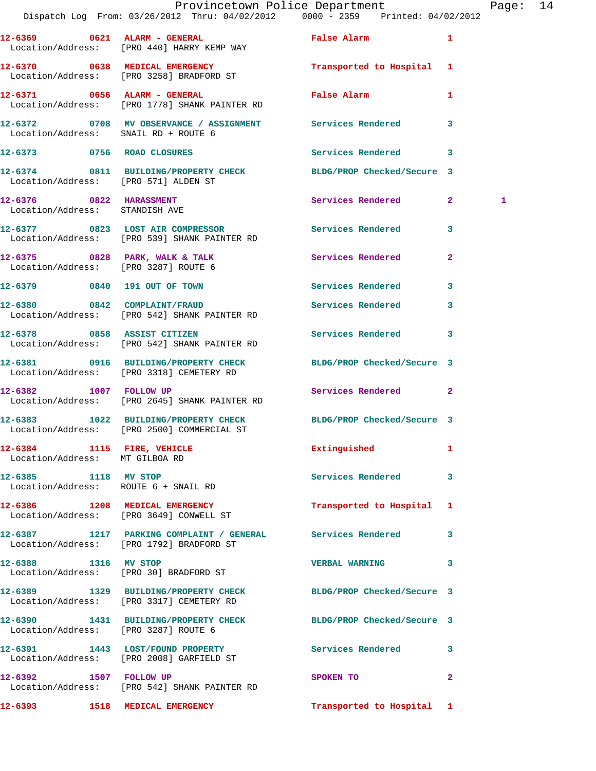12-6369 0621 ALARM - GENERAL False Alarm 1
Location/Address: [PRO 440] HARRY KEMP WAY

12-6370 0638 MEDICAL EMERGENCY Transported to Hospital 1
Location/Address: [PRO 3258] BRADFORD ST

12-6371 0656 ALARM - GENERAL False Alarm 1
Location/Address: [PRO 1778] SHANK PAINTER RD

12-6372 0708 MV OBSERVANCE / ASSIGNMENT Services Rendered 3
Location/Address: SNAIL RD + ROUTE 6

12-6373 0756 ROAD CLOSURES Services Rendered 3

12-6374 0811 BUILDING/PROPERTY CHECK BLDG/PROP Checked/Secure 3
Location/Address: [PRO 571] ALDEN ST

12-6376 0822 HARASSMENT Services Rendered 2 1
Location/Address: STANDISH AVE

12-6377 0823 LOST AIR COMPRESSOR Services Rendered 3
Location/Address: [PRO 539] SHANK PAINTER RD

12-6375 0828 PARK, WALK & TALK Services Rendered 2
Location/Address: [PRO 3287] ROUTE 6

12-6379 0840 191 OUT OF TOWN Services Rendered 3

12-6380 0842 COMPLAINT/FRAUD Services Rendered 3
Location/Address: [PRO 542] SHANK PAINTER RD

12-6378 0858 ASSIST CITIZEN Services Rendered 3
Location/Address: [PRO 542] SHANK PAINTER RD

12-6381 0916 BUILDING/PROPERTY CHECK BLDG/PROP Checked/Secure 3
Location/Address: [PRO 3318] CEMETERY RD

12-6382 1007 FOLLOW UP Services Rendered 2
Location/Address: [PRO 2645] SHANK PAINTER RD

12-6383 1022 BUILDING/PROPERTY CHECK BLDG/PROP Checked/Secure 3
Location/Address: [PRO 2500] COMMERCIAL ST

12-6384 1115 FIRE, VEHICLE Extinguished 1
Location/Address: MT GILBOA RD

12-6385 1118 MV STOP Services Rendered 3
Location/Address: ROUTE 6 + SNAIL RD

12-6386 1208 MEDICAL EMERGENCY Transported to Hospital 1
Location/Address: [PRO 3649] CONWELL ST

12-6387 1217 PARKING COMPLAINT / GENERAL Services Rendered 3
Location/Address: [PRO 1792] BRADFORD ST

12-6388 1316 MV STOP VERBAL WARNING 3
Location/Address: [PRO 30] BRADFORD ST

12-6389 1329 BUILDING/PROPERTY CHECK BLDG/PROP Checked/Secure 3
Location/Address: [PRO 3317] CEMETERY RD

12-6390 1431 BUILDING/PROPERTY CHECK BLDG/PROP Checked/Secure 3
Location/Address: [PRO 3287] ROUTE 6

12-6391 1443 LOST/FOUND PROPERTY Services Rendered 3
Location/Address: [PRO 2008] GARFIELD ST

12-6392 1507 FOLLOW UP SPOKEN TO 2
Location/Address: [PRO 542] SHANK PAINTER RD

12-6393 1518 MEDICAL EMERGENCY Transported to Hospital 1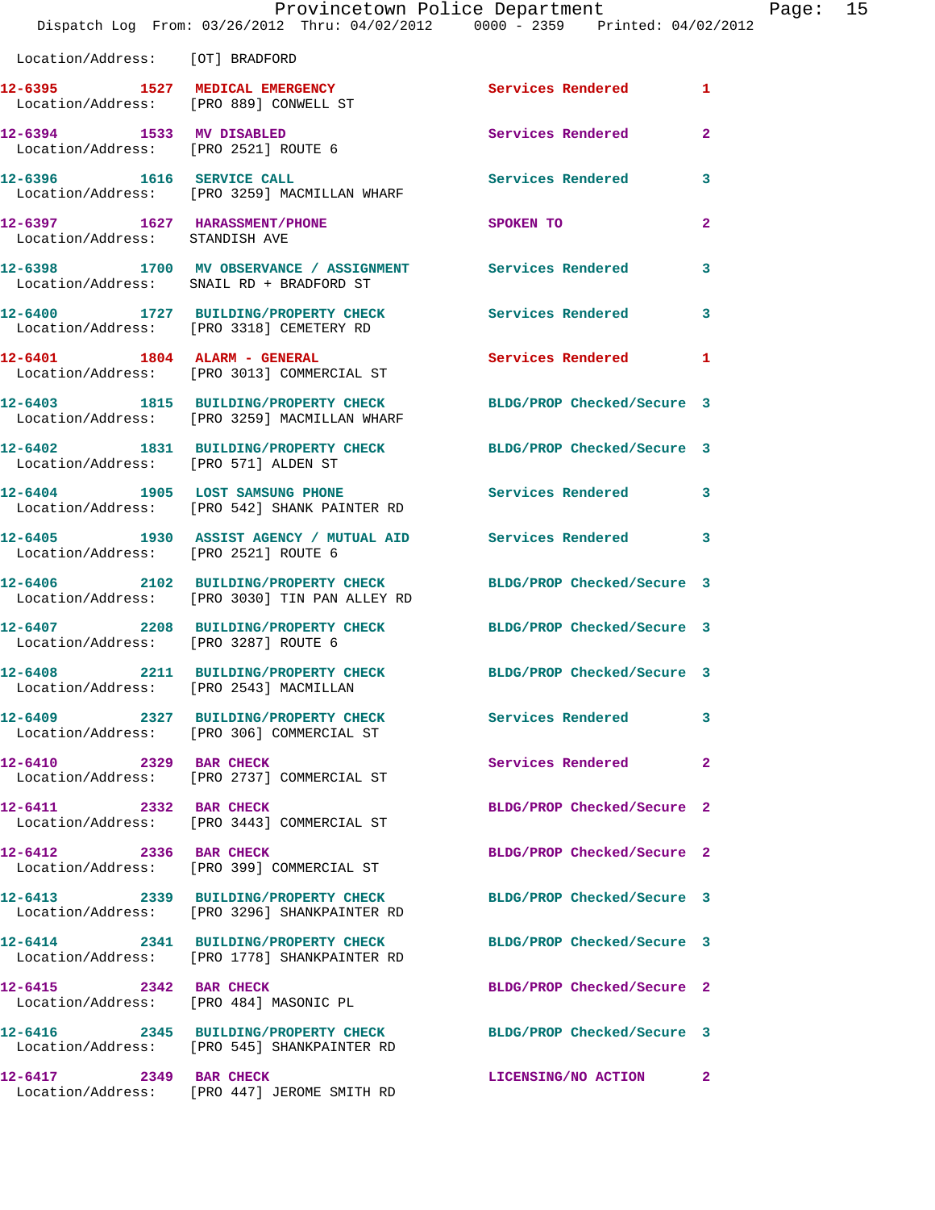Location/Address: [OT] BRADFORD

| Call # | Time | Call Reason | Action | Priority |
|---|---|---|---|---|
| 12-6395 | 1527 | MEDICAL EMERGENCY | Services Rendered | 1 |
| | | Location/Address: [PRO 889] CONWELL ST | | |
| 12-6394 | 1533 | MV DISABLED | Services Rendered | 2 |
| | | Location/Address: [PRO 2521] ROUTE 6 | | |
| 12-6396 | 1616 | SERVICE CALL | Services Rendered | 3 |
| | | Location/Address: [PRO 3259] MACMILLAN WHARF | | |
| 12-6397 | 1627 | HARASSMENT/PHONE | SPOKEN TO | 2 |
| | | Location/Address: STANDISH AVE | | |
| 12-6398 | 1700 | MV OBSERVANCE / ASSIGNMENT | Services Rendered | 3 |
| | | Location/Address: SNAIL RD + BRADFORD ST | | |
| 12-6400 | 1727 | BUILDING/PROPERTY CHECK | Services Rendered | 3 |
| | | Location/Address: [PRO 3318] CEMETERY RD | | |
| 12-6401 | 1804 | ALARM - GENERAL | Services Rendered | 1 |
| | | Location/Address: [PRO 3013] COMMERCIAL ST | | |
| 12-6403 | 1815 | BUILDING/PROPERTY CHECK | BLDG/PROP Checked/Secure | 3 |
| | | Location/Address: [PRO 3259] MACMILLAN WHARF | | |
| 12-6402 | 1831 | BUILDING/PROPERTY CHECK | BLDG/PROP Checked/Secure | 3 |
| | | Location/Address: [PRO 571] ALDEN ST | | |
| 12-6404 | 1905 | LOST SAMSUNG PHONE | Services Rendered | 3 |
| | | Location/Address: [PRO 542] SHANK PAINTER RD | | |
| 12-6405 | 1930 | ASSIST AGENCY / MUTUAL AID | Services Rendered | 3 |
| | | Location/Address: [PRO 2521] ROUTE 6 | | |
| 12-6406 | 2102 | BUILDING/PROPERTY CHECK | BLDG/PROP Checked/Secure | 3 |
| | | Location/Address: [PRO 3030] TIN PAN ALLEY RD | | |
| 12-6407 | 2208 | BUILDING/PROPERTY CHECK | BLDG/PROP Checked/Secure | 3 |
| | | Location/Address: [PRO 3287] ROUTE 6 | | |
| 12-6408 | 2211 | BUILDING/PROPERTY CHECK | BLDG/PROP Checked/Secure | 3 |
| | | Location/Address: [PRO 2543] MACMILLAN | | |
| 12-6409 | 2327 | BUILDING/PROPERTY CHECK | Services Rendered | 3 |
| | | Location/Address: [PRO 306] COMMERCIAL ST | | |
| 12-6410 | 2329 | BAR CHECK | Services Rendered | 2 |
| | | Location/Address: [PRO 2737] COMMERCIAL ST | | |
| 12-6411 | 2332 | BAR CHECK | BLDG/PROP Checked/Secure | 2 |
| | | Location/Address: [PRO 3443] COMMERCIAL ST | | |
| 12-6412 | 2336 | BAR CHECK | BLDG/PROP Checked/Secure | 2 |
| | | Location/Address: [PRO 399] COMMERCIAL ST | | |
| 12-6413 | 2339 | BUILDING/PROPERTY CHECK | BLDG/PROP Checked/Secure | 3 |
| | | Location/Address: [PRO 3296] SHANKPAINTER RD | | |
| 12-6414 | 2341 | BUILDING/PROPERTY CHECK | BLDG/PROP Checked/Secure | 3 |
| | | Location/Address: [PRO 1778] SHANKPAINTER RD | | |
| 12-6415 | 2342 | BAR CHECK | BLDG/PROP Checked/Secure | 2 |
| | | Location/Address: [PRO 484] MASONIC PL | | |
| 12-6416 | 2345 | BUILDING/PROPERTY CHECK | BLDG/PROP Checked/Secure | 3 |
| | | Location/Address: [PRO 545] SHANKPAINTER RD | | |
| 12-6417 | 2349 | BAR CHECK | LICENSING/NO ACTION | 2 |
| | | Location/Address: [PRO 447] JEROME SMITH RD | | |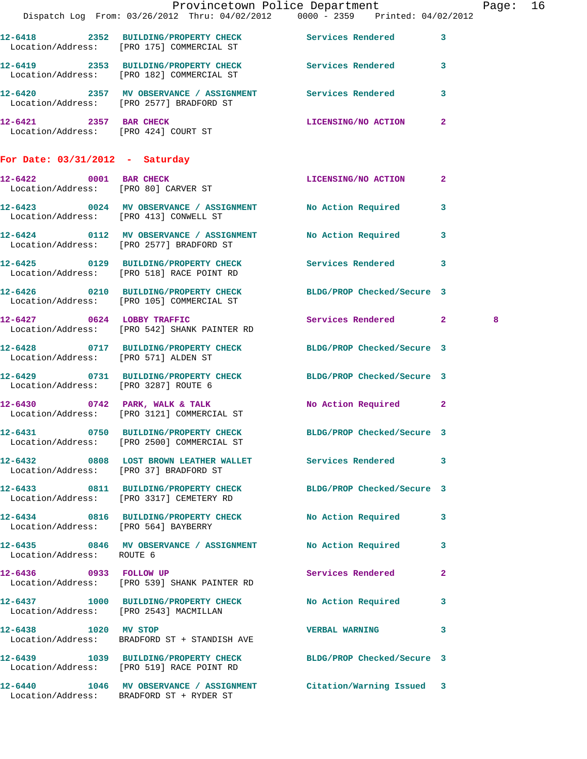| Call # | Time | Call Reason | Action | Priority | |
|---|---|---|---|---|---|
| 12-6418 | 2352 | BUILDING/PROPERTY CHECK | Services Rendered | 3 | |
| Location/Address: | | [PRO 175] COMMERCIAL ST | | | |
| 12-6419 | 2353 | BUILDING/PROPERTY CHECK | Services Rendered | 3 | |
| Location/Address: | | [PRO 182] COMMERCIAL ST | | | |
| 12-6420 | 2357 | MV OBSERVANCE / ASSIGNMENT | Services Rendered | 3 | |
| Location/Address: | | [PRO 2577] BRADFORD ST | | | |
| 12-6421 | 2357 | BAR CHECK | LICENSING/NO ACTION | 2 | |
| Location/Address: | | [PRO 424] COURT ST | | | |

**For Date: 03/31/2012 - Saturday**

| Call # | Time | Call Reason | Action | Priority | |
|---|---|---|---|---|---|
| 12-6422 | 0001 | BAR CHECK | LICENSING/NO ACTION | 2 | |
| Location/Address: | | [PRO 80] CARVER ST | | | |
| 12-6423 | 0024 | MV OBSERVANCE / ASSIGNMENT | No Action Required | 3 | |
| Location/Address: | | [PRO 413] CONWELL ST | | | |
| 12-6424 | 0112 | MV OBSERVANCE / ASSIGNMENT | No Action Required | 3 | |
| Location/Address: | | [PRO 2577] BRADFORD ST | | | |
| 12-6425 | 0129 | BUILDING/PROPERTY CHECK | Services Rendered | 3 | |
| Location/Address: | | [PRO 518] RACE POINT RD | | | |
| 12-6426 | 0210 | BUILDING/PROPERTY CHECK | BLDG/PROP Checked/Secure | 3 | |
| Location/Address: | | [PRO 105] COMMERCIAL ST | | | |
| 12-6427 | 0624 | LOBBY TRAFFIC | Services Rendered | 2 | 8 |
| Location/Address: | | [PRO 542] SHANK PAINTER RD | | | |
| 12-6428 | 0717 | BUILDING/PROPERTY CHECK | BLDG/PROP Checked/Secure | 3 | |
| Location/Address: | | [PRO 571] ALDEN ST | | | |
| 12-6429 | 0731 | BUILDING/PROPERTY CHECK | BLDG/PROP Checked/Secure | 3 | |
| Location/Address: | | [PRO 3287] ROUTE 6 | | | |
| 12-6430 | 0742 | PARK, WALK & TALK | No Action Required | 2 | |
| Location/Address: | | [PRO 3121] COMMERCIAL ST | | | |
| 12-6431 | 0750 | BUILDING/PROPERTY CHECK | BLDG/PROP Checked/Secure | 3 | |
| Location/Address: | | [PRO 2500] COMMERCIAL ST | | | |
| 12-6432 | 0808 | LOST BROWN LEATHER WALLET | Services Rendered | 3 | |
| Location/Address: | | [PRO 37] BRADFORD ST | | | |
| 12-6433 | 0811 | BUILDING/PROPERTY CHECK | BLDG/PROP Checked/Secure | 3 | |
| Location/Address: | | [PRO 3317] CEMETERY RD | | | |
| 12-6434 | 0816 | BUILDING/PROPERTY CHECK | No Action Required | 3 | |
| Location/Address: | | [PRO 564] BAYBERRY | | | |
| 12-6435 | 0846 | MV OBSERVANCE / ASSIGNMENT | No Action Required | 3 | |
| Location/Address: | | ROUTE 6 | | | |
| 12-6436 | 0933 | FOLLOW UP | Services Rendered | 2 | |
| Location/Address: | | [PRO 539] SHANK PAINTER RD | | | |
| 12-6437 | 1000 | BUILDING/PROPERTY CHECK | No Action Required | 3 | |
| Location/Address: | | [PRO 2543] MACMILLAN | | | |
| 12-6438 | 1020 | MV STOP | VERBAL WARNING | 3 | |
| Location/Address: | | BRADFORD ST + STANDISH AVE | | | |
| 12-6439 | 1039 | BUILDING/PROPERTY CHECK | BLDG/PROP Checked/Secure | 3 | |
| Location/Address: | | [PRO 519] RACE POINT RD | | | |
| 12-6440 | 1046 | MV OBSERVANCE / ASSIGNMENT | Citation/Warning Issued | 3 | |
| Location/Address: | | BRADFORD ST + RYDER ST | | | |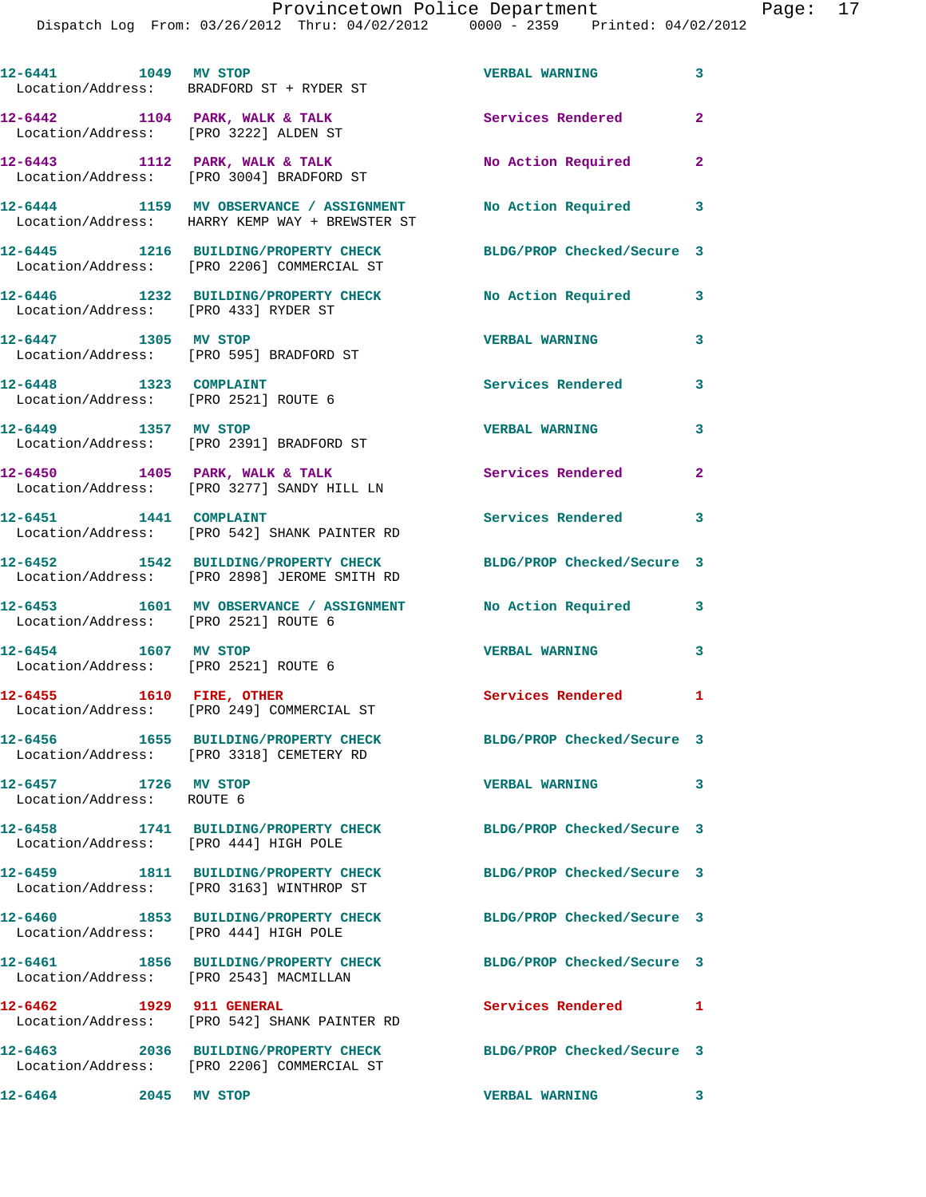12-6441 1049 MV STOP VERBAL WARNING 3
Location/Address: BRADFORD ST + RYDER ST

12-6442 1104 PARK, WALK & TALK Services Rendered 2
Location/Address: [PRO 3222] ALDEN ST

12-6443 1112 PARK, WALK & TALK No Action Required 2
Location/Address: [PRO 3004] BRADFORD ST

12-6444 1159 MV OBSERVANCE / ASSIGNMENT No Action Required 3
Location/Address: HARRY KEMP WAY + BREWSTER ST

12-6445 1216 BUILDING/PROPERTY CHECK BLDG/PROP Checked/Secure 3
Location/Address: [PRO 2206] COMMERCIAL ST

12-6446 1232 BUILDING/PROPERTY CHECK No Action Required 3
Location/Address: [PRO 433] RYDER ST

12-6447 1305 MV STOP VERBAL WARNING 3
Location/Address: [PRO 595] BRADFORD ST

12-6448 1323 COMPLAINT Services Rendered 3
Location/Address: [PRO 2521] ROUTE 6

12-6449 1357 MV STOP VERBAL WARNING 3
Location/Address: [PRO 2391] BRADFORD ST

12-6450 1405 PARK, WALK & TALK Services Rendered 2
Location/Address: [PRO 3277] SANDY HILL LN

12-6451 1441 COMPLAINT Services Rendered 3
Location/Address: [PRO 542] SHANK PAINTER RD

12-6452 1542 BUILDING/PROPERTY CHECK BLDG/PROP Checked/Secure 3
Location/Address: [PRO 2898] JEROME SMITH RD

12-6453 1601 MV OBSERVANCE / ASSIGNMENT No Action Required 3
Location/Address: [PRO 2521] ROUTE 6

12-6454 1607 MV STOP VERBAL WARNING 3
Location/Address: [PRO 2521] ROUTE 6

12-6455 1610 FIRE, OTHER Services Rendered 1
Location/Address: [PRO 249] COMMERCIAL ST

12-6456 1655 BUILDING/PROPERTY CHECK BLDG/PROP Checked/Secure 3
Location/Address: [PRO 3318] CEMETERY RD

12-6457 1726 MV STOP VERBAL WARNING 3
Location/Address: ROUTE 6

12-6458 1741 BUILDING/PROPERTY CHECK BLDG/PROP Checked/Secure 3
Location/Address: [PRO 444] HIGH POLE

12-6459 1811 BUILDING/PROPERTY CHECK BLDG/PROP Checked/Secure 3
Location/Address: [PRO 3163] WINTHROP ST

12-6460 1853 BUILDING/PROPERTY CHECK BLDG/PROP Checked/Secure 3
Location/Address: [PRO 444] HIGH POLE

12-6461 1856 BUILDING/PROPERTY CHECK BLDG/PROP Checked/Secure 3
Location/Address: [PRO 2543] MACMILLAN

12-6462 1929 911 GENERAL Services Rendered 1
Location/Address: [PRO 542] SHANK PAINTER RD

12-6463 2036 BUILDING/PROPERTY CHECK BLDG/PROP Checked/Secure 3
Location/Address: [PRO 2206] COMMERCIAL ST

12-6464 2045 MV STOP VERBAL WARNING 3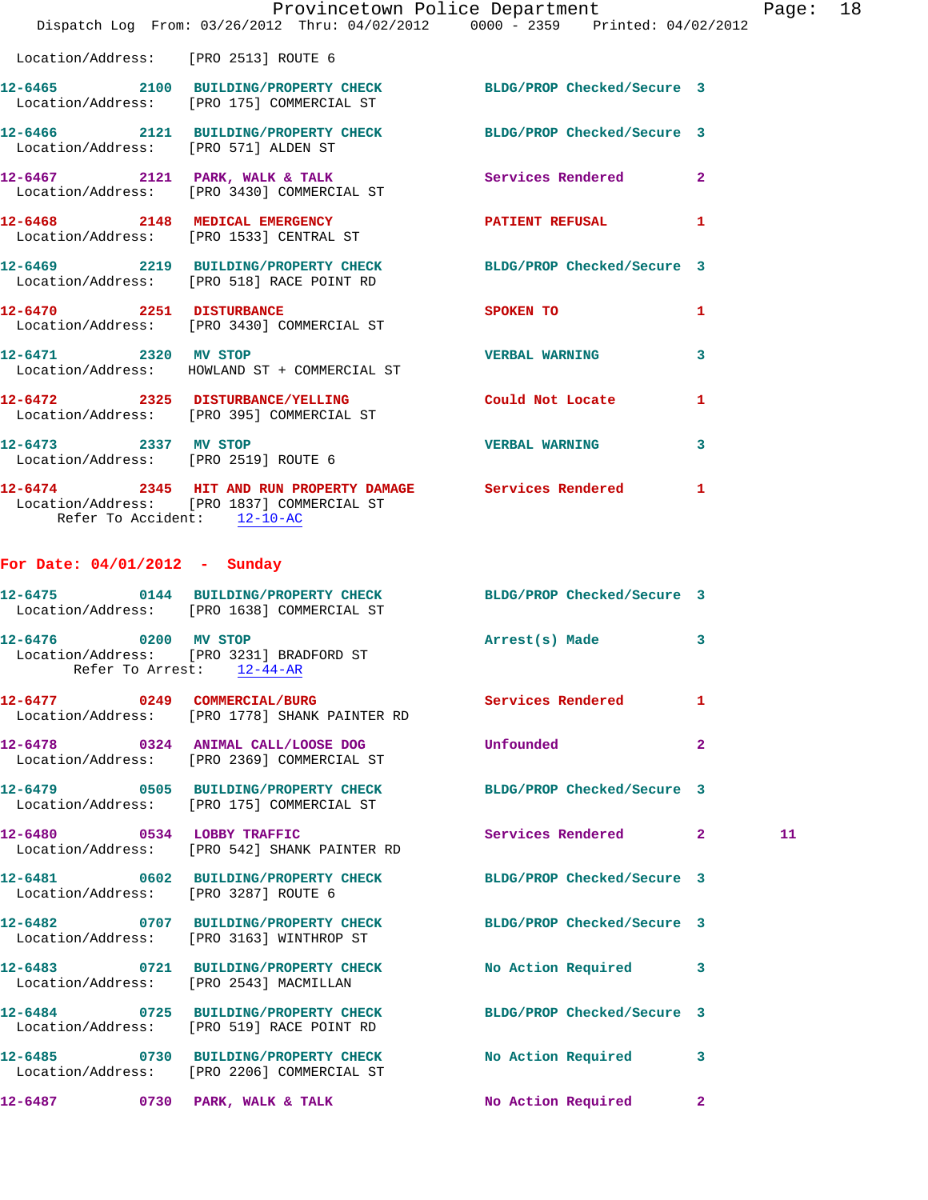Location/Address: [PRO 2513] ROUTE 6

**12-6465** 2100 BUILDING/PROPERTY CHECK BLDG/PROP Checked/Secure 3
Location/Address: [PRO 175] COMMERCIAL ST

**12-6466** 2121 BUILDING/PROPERTY CHECK BLDG/PROP Checked/Secure 3
Location/Address: [PRO 571] ALDEN ST

**12-6467** 2121 PARK, WALK & TALK Services Rendered 2
Location/Address: [PRO 3430] COMMERCIAL ST

**12-6468** 2148 MEDICAL EMERGENCY PATIENT REFUSAL 1
Location/Address: [PRO 1533] CENTRAL ST

**12-6469** 2219 BUILDING/PROPERTY CHECK BLDG/PROP Checked/Secure 3
Location/Address: [PRO 518] RACE POINT RD

**12-6470** 2251 DISTURBANCE SPOKEN TO 1
Location/Address: [PRO 3430] COMMERCIAL ST

**12-6471** 2320 MV STOP VERBAL WARNING 3
Location/Address: HOWLAND ST + COMMERCIAL ST

**12-6472** 2325 DISTURBANCE/YELLING Could Not Locate 1
Location/Address: [PRO 395] COMMERCIAL ST

**12-6473** 2337 MV STOP VERBAL WARNING 3
Location/Address: [PRO 2519] ROUTE 6

**12-6474** 2345 HIT AND RUN PROPERTY DAMAGE Services Rendered 1
Location/Address: [PRO 1837] COMMERCIAL ST
Refer To Accident: 12-10-AC

## For Date: 04/01/2012 - Sunday

**12-6475** 0144 BUILDING/PROPERTY CHECK BLDG/PROP Checked/Secure 3
Location/Address: [PRO 1638] COMMERCIAL ST

**12-6476** 0200 MV STOP Arrest(s) Made 3
Location/Address: [PRO 3231] BRADFORD ST
Refer To Arrest: 12-44-AR

**12-6477** 0249 COMMERCIAL/BURG Services Rendered 1
Location/Address: [PRO 1778] SHANK PAINTER RD

**12-6478** 0324 ANIMAL CALL/LOOSE DOG Unfounded 2
Location/Address: [PRO 2369] COMMERCIAL ST

**12-6479** 0505 BUILDING/PROPERTY CHECK BLDG/PROP Checked/Secure 3
Location/Address: [PRO 175] COMMERCIAL ST

**12-6480** 0534 LOBBY TRAFFIC Services Rendered 2 11
Location/Address: [PRO 542] SHANK PAINTER RD

**12-6481** 0602 BUILDING/PROPERTY CHECK BLDG/PROP Checked/Secure 3
Location/Address: [PRO 3287] ROUTE 6

**12-6482** 0707 BUILDING/PROPERTY CHECK BLDG/PROP Checked/Secure 3
Location/Address: [PRO 3163] WINTHROP ST

**12-6483** 0721 BUILDING/PROPERTY CHECK No Action Required 3
Location/Address: [PRO 2543] MACMILLAN

**12-6484** 0725 BUILDING/PROPERTY CHECK BLDG/PROP Checked/Secure 3
Location/Address: [PRO 519] RACE POINT RD

**12-6485** 0730 BUILDING/PROPERTY CHECK No Action Required 3
Location/Address: [PRO 2206] COMMERCIAL ST

**12-6487** 0730 PARK, WALK & TALK No Action Required 2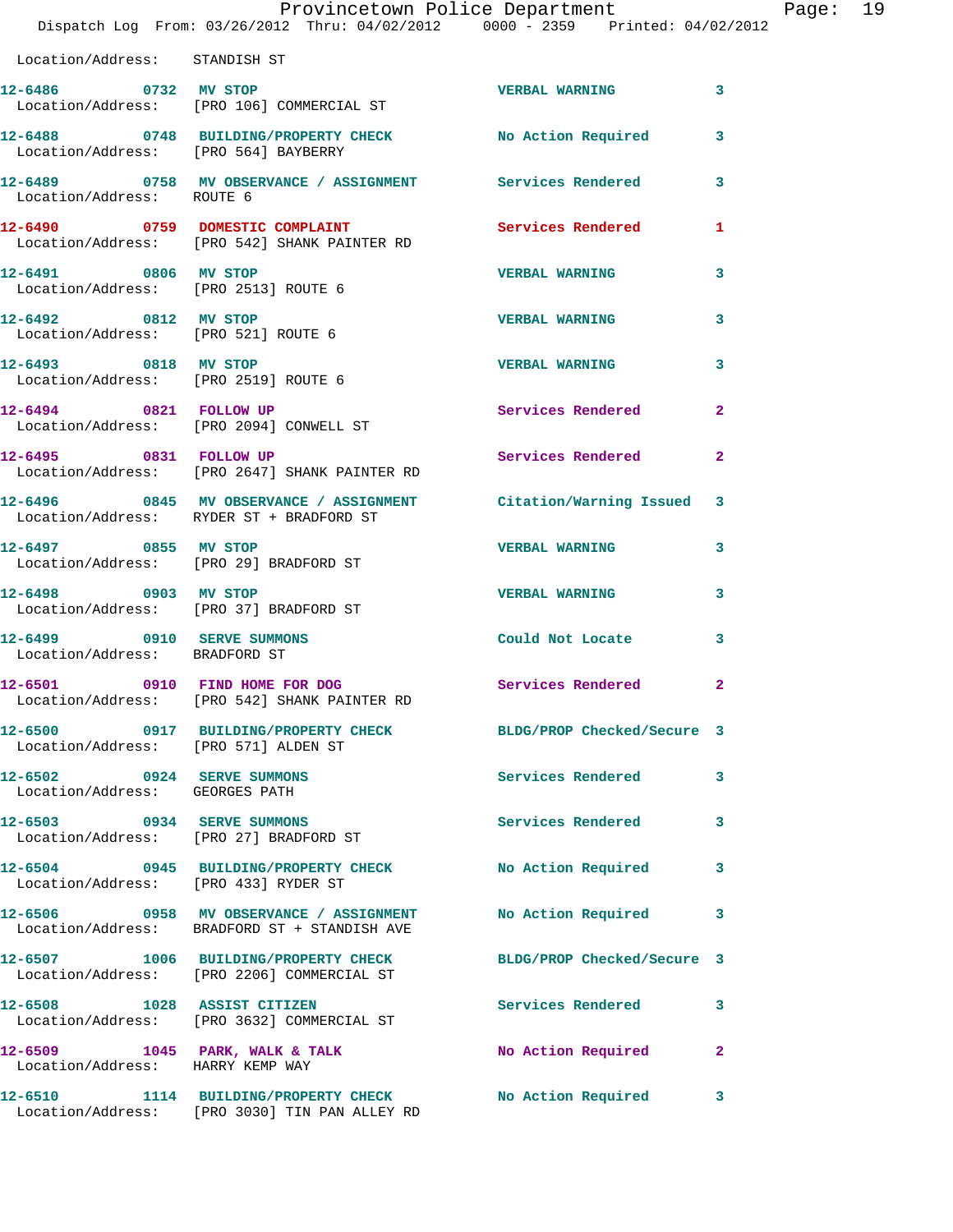Location/Address: STANDISH ST

| Call # | Time | Call Reason | Action | Priority |
|---|---|---|---|---|
| 12-6486 | 0732 | MV STOP | VERBAL WARNING | 3 |
| | | Location/Address: [PRO 106] COMMERCIAL ST | | |
| 12-6488 | 0748 | BUILDING/PROPERTY CHECK | No Action Required | 3 |
| | | Location/Address: [PRO 564] BAYBERRY | | |
| 12-6489 | 0758 | MV OBSERVANCE / ASSIGNMENT | Services Rendered | 3 |
| | | Location/Address: ROUTE 6 | | |
| 12-6490 | 0759 | DOMESTIC COMPLAINT | Services Rendered | 1 |
| | | Location/Address: [PRO 542] SHANK PAINTER RD | | |
| 12-6491 | 0806 | MV STOP | VERBAL WARNING | 3 |
| | | Location/Address: [PRO 2513] ROUTE 6 | | |
| 12-6492 | 0812 | MV STOP | VERBAL WARNING | 3 |
| | | Location/Address: [PRO 521] ROUTE 6 | | |
| 12-6493 | 0818 | MV STOP | VERBAL WARNING | 3 |
| | | Location/Address: [PRO 2519] ROUTE 6 | | |
| 12-6494 | 0821 | FOLLOW UP | Services Rendered | 2 |
| | | Location/Address: [PRO 2094] CONWELL ST | | |
| 12-6495 | 0831 | FOLLOW UP | Services Rendered | 2 |
| | | Location/Address: [PRO 2647] SHANK PAINTER RD | | |
| 12-6496 | 0845 | MV OBSERVANCE / ASSIGNMENT | Citation/Warning Issued | 3 |
| | | Location/Address: RYDER ST + BRADFORD ST | | |
| 12-6497 | 0855 | MV STOP | VERBAL WARNING | 3 |
| | | Location/Address: [PRO 29] BRADFORD ST | | |
| 12-6498 | 0903 | MV STOP | VERBAL WARNING | 3 |
| | | Location/Address: [PRO 37] BRADFORD ST | | |
| 12-6499 | 0910 | SERVE SUMMONS | Could Not Locate | 3 |
| | | Location/Address: BRADFORD ST | | |
| 12-6501 | 0910 | FIND HOME FOR DOG | Services Rendered | 2 |
| | | Location/Address: [PRO 542] SHANK PAINTER RD | | |
| 12-6500 | 0917 | BUILDING/PROPERTY CHECK | BLDG/PROP Checked/Secure | 3 |
| | | Location/Address: [PRO 571] ALDEN ST | | |
| 12-6502 | 0924 | SERVE SUMMONS | Services Rendered | 3 |
| | | Location/Address: GEORGES PATH | | |
| 12-6503 | 0934 | SERVE SUMMONS | Services Rendered | 3 |
| | | Location/Address: [PRO 27] BRADFORD ST | | |
| 12-6504 | 0945 | BUILDING/PROPERTY CHECK | No Action Required | 3 |
| | | Location/Address: [PRO 433] RYDER ST | | |
| 12-6506 | 0958 | MV OBSERVANCE / ASSIGNMENT | No Action Required | 3 |
| | | Location/Address: BRADFORD ST + STANDISH AVE | | |
| 12-6507 | 1006 | BUILDING/PROPERTY CHECK | BLDG/PROP Checked/Secure | 3 |
| | | Location/Address: [PRO 2206] COMMERCIAL ST | | |
| 12-6508 | 1028 | ASSIST CITIZEN | Services Rendered | 3 |
| | | Location/Address: [PRO 3632] COMMERCIAL ST | | |
| 12-6509 | 1045 | PARK, WALK & TALK | No Action Required | 2 |
| | | Location/Address: HARRY KEMP WAY | | |
| 12-6510 | 1114 | BUILDING/PROPERTY CHECK | No Action Required | 3 |
| | | Location/Address: [PRO 3030] TIN PAN ALLEY RD | | |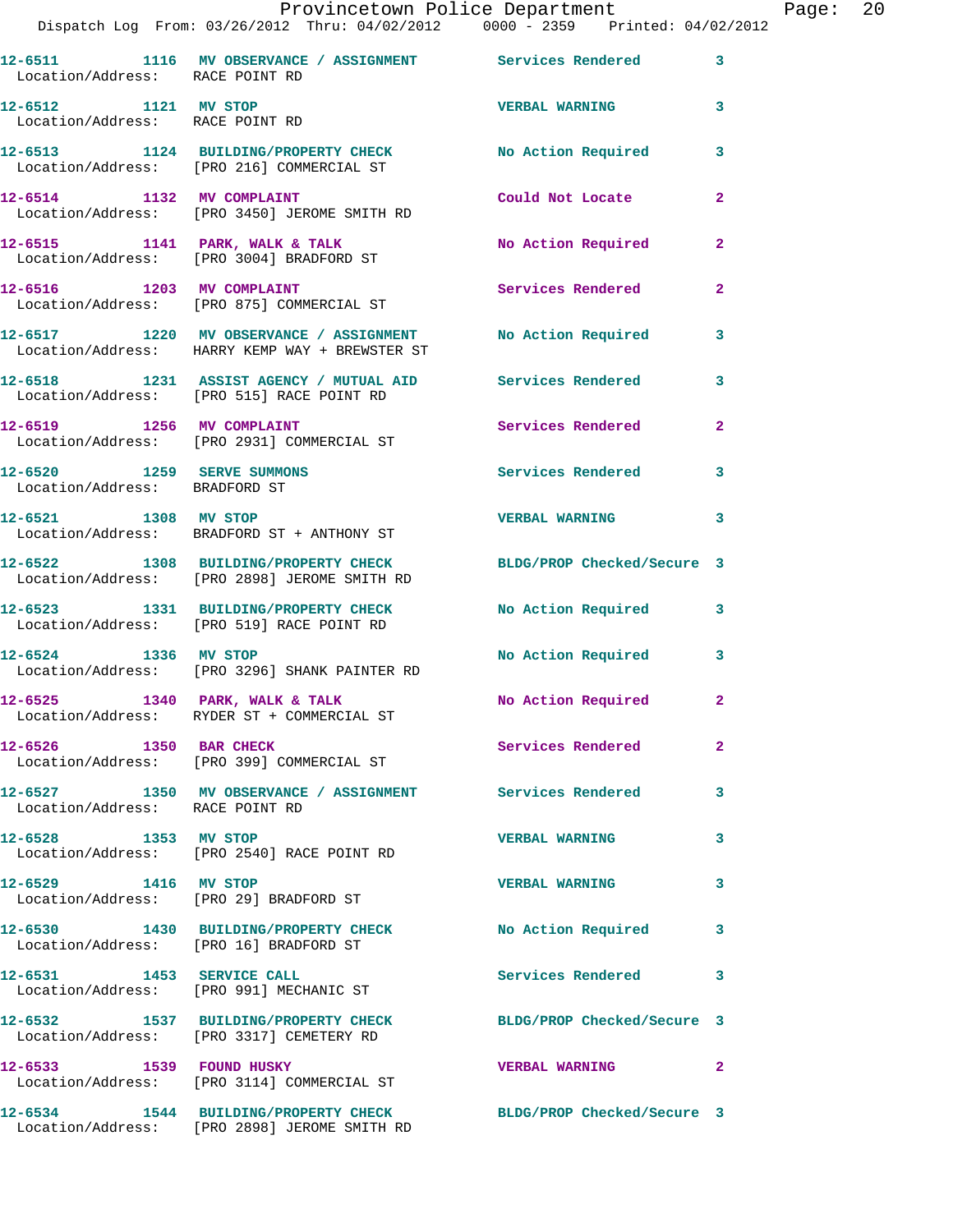12-6511 1116 MV OBSERVANCE / ASSIGNMENT Services Rendered 3
Location/Address: RACE POINT RD

12-6512 1121 MV STOP VERBAL WARNING 3
Location/Address: RACE POINT RD

12-6513 1124 BUILDING/PROPERTY CHECK No Action Required 3
Location/Address: [PRO 216] COMMERCIAL ST

12-6514 1132 MV COMPLAINT Could Not Locate 2
Location/Address: [PRO 3450] JEROME SMITH RD

12-6515 1141 PARK, WALK & TALK No Action Required 2
Location/Address: [PRO 3004] BRADFORD ST

12-6516 1203 MV COMPLAINT Services Rendered 2
Location/Address: [PRO 875] COMMERCIAL ST

12-6517 1220 MV OBSERVANCE / ASSIGNMENT No Action Required 3
Location/Address: HARRY KEMP WAY + BREWSTER ST

12-6518 1231 ASSIST AGENCY / MUTUAL AID Services Rendered 3
Location/Address: [PRO 515] RACE POINT RD

12-6519 1256 MV COMPLAINT Services Rendered 2
Location/Address: [PRO 2931] COMMERCIAL ST

12-6520 1259 SERVE SUMMONS Services Rendered 3
Location/Address: BRADFORD ST

12-6521 1308 MV STOP VERBAL WARNING 3
Location/Address: BRADFORD ST + ANTHONY ST

12-6522 1308 BUILDING/PROPERTY CHECK BLDG/PROP Checked/Secure 3
Location/Address: [PRO 2898] JEROME SMITH RD

12-6523 1331 BUILDING/PROPERTY CHECK No Action Required 3
Location/Address: [PRO 519] RACE POINT RD

12-6524 1336 MV STOP No Action Required 3
Location/Address: [PRO 3296] SHANK PAINTER RD

12-6525 1340 PARK, WALK & TALK No Action Required 2
Location/Address: RYDER ST + COMMERCIAL ST

12-6526 1350 BAR CHECK Services Rendered 2
Location/Address: [PRO 399] COMMERCIAL ST

12-6527 1350 MV OBSERVANCE / ASSIGNMENT Services Rendered 3
Location/Address: RACE POINT RD

12-6528 1353 MV STOP VERBAL WARNING 3
Location/Address: [PRO 2540] RACE POINT RD

12-6529 1416 MV STOP VERBAL WARNING 3
Location/Address: [PRO 29] BRADFORD ST

12-6530 1430 BUILDING/PROPERTY CHECK No Action Required 3
Location/Address: [PRO 16] BRADFORD ST

12-6531 1453 SERVICE CALL Services Rendered 3
Location/Address: [PRO 991] MECHANIC ST

12-6532 1537 BUILDING/PROPERTY CHECK BLDG/PROP Checked/Secure 3
Location/Address: [PRO 3317] CEMETERY RD

12-6533 1539 FOUND HUSKY VERBAL WARNING 2
Location/Address: [PRO 3114] COMMERCIAL ST

12-6534 1544 BUILDING/PROPERTY CHECK BLDG/PROP Checked/Secure 3
Location/Address: [PRO 2898] JEROME SMITH RD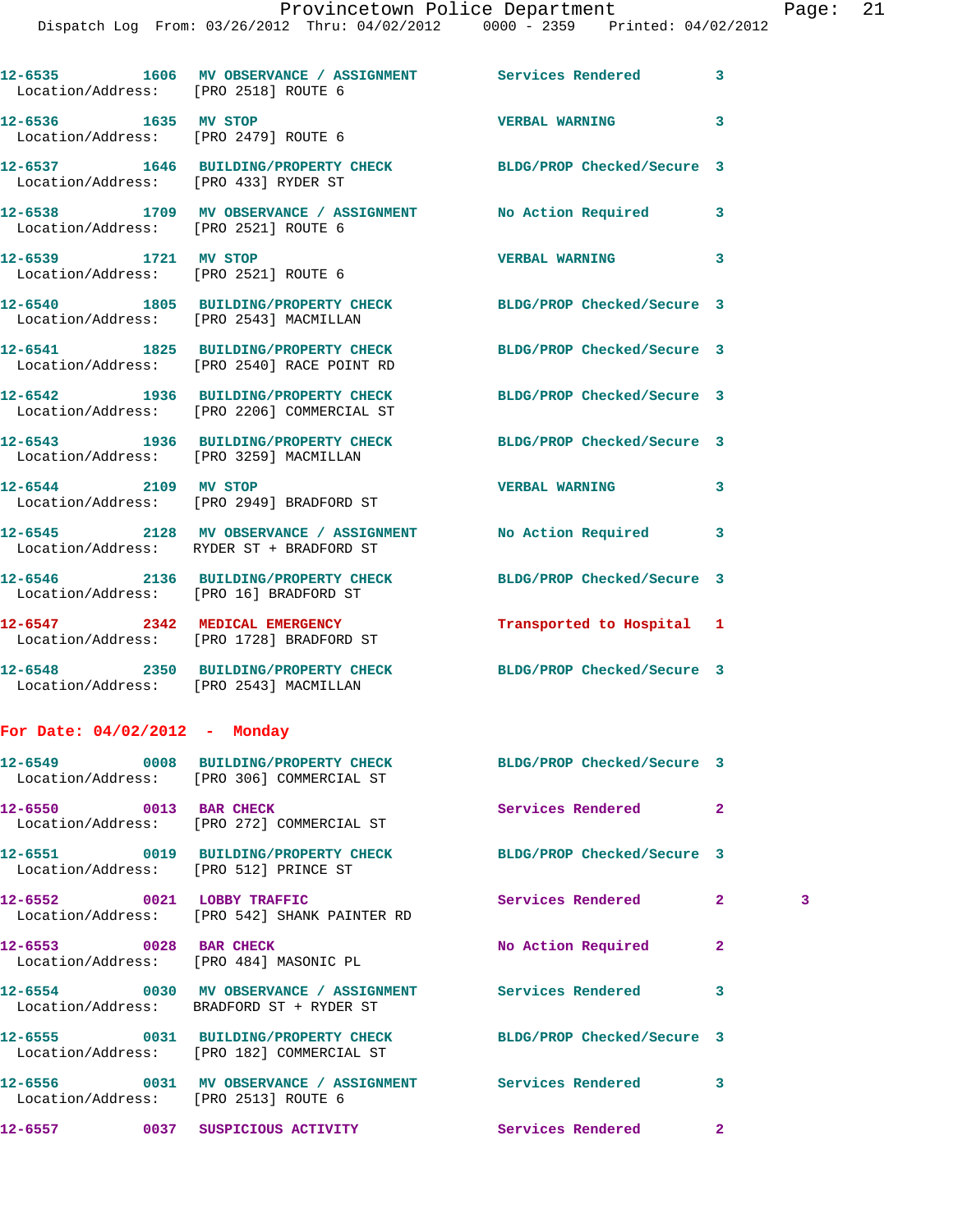12-6535 1606 MV OBSERVANCE / ASSIGNMENT Services Rendered 3
Location/Address: [PRO 2518] ROUTE 6

12-6536 1635 MV STOP VERBAL WARNING 3
Location/Address: [PRO 2479] ROUTE 6

12-6537 1646 BUILDING/PROPERTY CHECK BLDG/PROP Checked/Secure 3
Location/Address: [PRO 433] RYDER ST

12-6538 1709 MV OBSERVANCE / ASSIGNMENT No Action Required 3
Location/Address: [PRO 2521] ROUTE 6

12-6539 1721 MV STOP VERBAL WARNING 3
Location/Address: [PRO 2521] ROUTE 6

12-6540 1805 BUILDING/PROPERTY CHECK BLDG/PROP Checked/Secure 3
Location/Address: [PRO 2543] MACMILLAN

12-6541 1825 BUILDING/PROPERTY CHECK BLDG/PROP Checked/Secure 3
Location/Address: [PRO 2540] RACE POINT RD

12-6542 1936 BUILDING/PROPERTY CHECK BLDG/PROP Checked/Secure 3
Location/Address: [PRO 2206] COMMERCIAL ST

12-6543 1936 BUILDING/PROPERTY CHECK BLDG/PROP Checked/Secure 3
Location/Address: [PRO 3259] MACMILLAN

12-6544 2109 MV STOP VERBAL WARNING 3
Location/Address: [PRO 2949] BRADFORD ST

12-6545 2128 MV OBSERVANCE / ASSIGNMENT No Action Required 3
Location/Address: RYDER ST + BRADFORD ST

12-6546 2136 BUILDING/PROPERTY CHECK BLDG/PROP Checked/Secure 3
Location/Address: [PRO 16] BRADFORD ST

12-6547 2342 MEDICAL EMERGENCY Transported to Hospital 1
Location/Address: [PRO 1728] BRADFORD ST

12-6548 2350 BUILDING/PROPERTY CHECK BLDG/PROP Checked/Secure 3
Location/Address: [PRO 2543] MACMILLAN

**For Date: 04/02/2012 - Monday**

12-6549 0008 BUILDING/PROPERTY CHECK BLDG/PROP Checked/Secure 3
Location/Address: [PRO 306] COMMERCIAL ST

12-6550 0013 BAR CHECK Services Rendered 2
Location/Address: [PRO 272] COMMERCIAL ST

12-6551 0019 BUILDING/PROPERTY CHECK BLDG/PROP Checked/Secure 3
Location/Address: [PRO 512] PRINCE ST

12-6552 0021 LOBBY TRAFFIC Services Rendered 2 3
Location/Address: [PRO 542] SHANK PAINTER RD

12-6553 0028 BAR CHECK No Action Required 2
Location/Address: [PRO 484] MASONIC PL

12-6554 0030 MV OBSERVANCE / ASSIGNMENT Services Rendered 3
Location/Address: BRADFORD ST + RYDER ST

12-6555 0031 BUILDING/PROPERTY CHECK BLDG/PROP Checked/Secure 3
Location/Address: [PRO 182] COMMERCIAL ST

12-6556 0031 MV OBSERVANCE / ASSIGNMENT Services Rendered 3
Location/Address: [PRO 2513] ROUTE 6

12-6557 0037 SUSPICIOUS ACTIVITY Services Rendered 2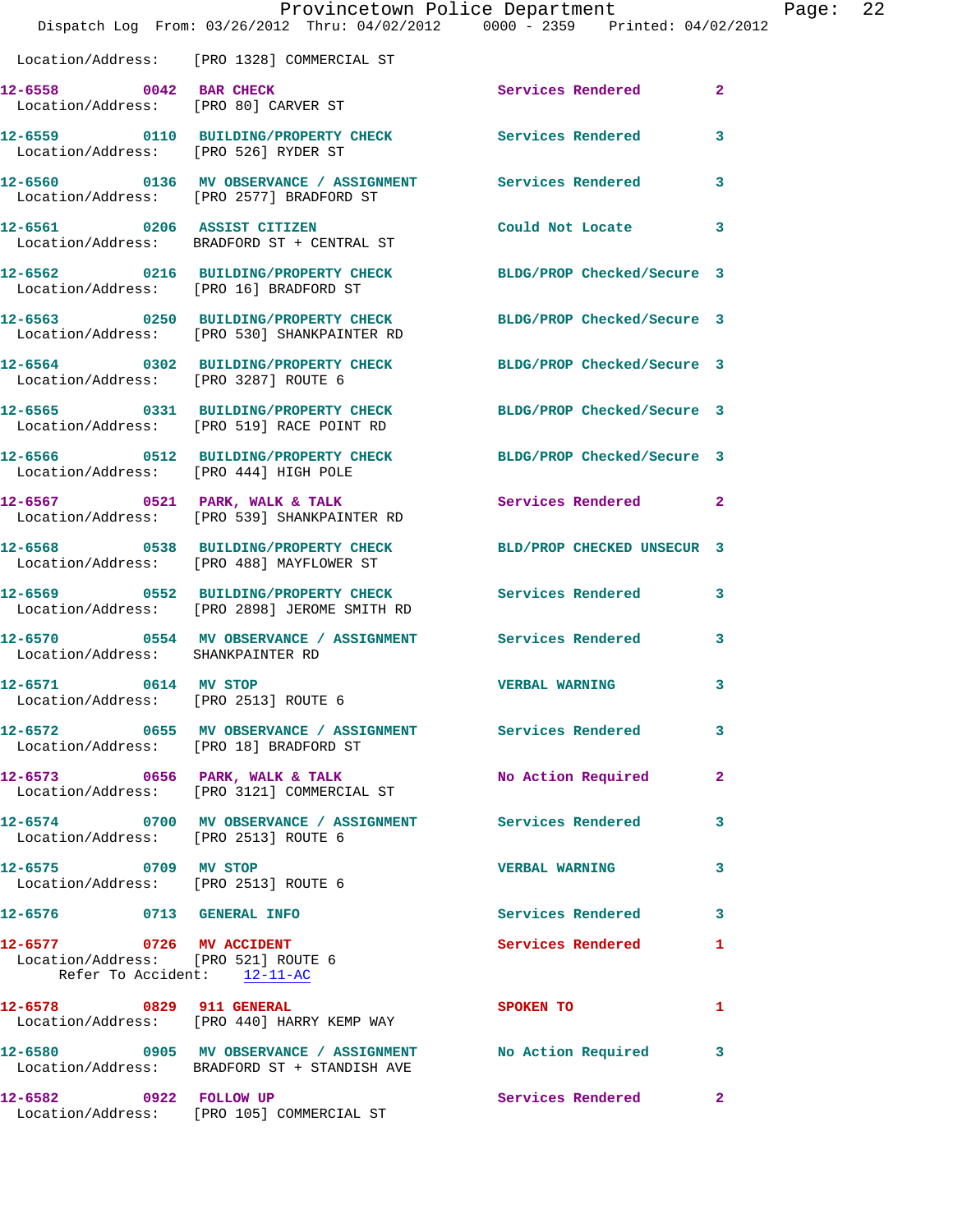Location/Address: [PRO 1328] COMMERCIAL ST

| | | | | |
|---|---|---|---|---|
| 12-6558 | 0042 | BAR CHECK | Services Rendered | 2 |
| Location/Address: | [PRO 80] CARVER ST | | | |
| 12-6559 | 0110 | BUILDING/PROPERTY CHECK | Services Rendered | 3 |
| Location/Address: | [PRO 526] RYDER ST | | | |
| 12-6560 | 0136 | MV OBSERVANCE / ASSIGNMENT | Services Rendered | 3 |
| Location/Address: | [PRO 2577] BRADFORD ST | | | |
| 12-6561 | 0206 | ASSIST CITIZEN | Could Not Locate | 3 |
| Location/Address: | BRADFORD ST + CENTRAL ST | | | |
| 12-6562 | 0216 | BUILDING/PROPERTY CHECK | BLDG/PROP Checked/Secure | 3 |
| Location/Address: | [PRO 16] BRADFORD ST | | | |
| 12-6563 | 0250 | BUILDING/PROPERTY CHECK | BLDG/PROP Checked/Secure | 3 |
| Location/Address: | [PRO 530] SHANKPAINTER RD | | | |
| 12-6564 | 0302 | BUILDING/PROPERTY CHECK | BLDG/PROP Checked/Secure | 3 |
| Location/Address: | [PRO 3287] ROUTE 6 | | | |
| 12-6565 | 0331 | BUILDING/PROPERTY CHECK | BLDG/PROP Checked/Secure | 3 |
| Location/Address: | [PRO 519] RACE POINT RD | | | |
| 12-6566 | 0512 | BUILDING/PROPERTY CHECK | BLDG/PROP Checked/Secure | 3 |
| Location/Address: | [PRO 444] HIGH POLE | | | |
| 12-6567 | 0521 | PARK, WALK & TALK | Services Rendered | 2 |
| Location/Address: | [PRO 539] SHANKPAINTER RD | | | |
| 12-6568 | 0538 | BUILDING/PROPERTY CHECK | BLD/PROP CHECKED UNSECUR | 3 |
| Location/Address: | [PRO 488] MAYFLOWER ST | | | |
| 12-6569 | 0552 | BUILDING/PROPERTY CHECK | Services Rendered | 3 |
| Location/Address: | [PRO 2898] JEROME SMITH RD | | | |
| 12-6570 | 0554 | MV OBSERVANCE / ASSIGNMENT | Services Rendered | 3 |
| Location/Address: | SHANKPAINTER RD | | | |
| 12-6571 | 0614 | MV STOP | VERBAL WARNING | 3 |
| Location/Address: | [PRO 2513] ROUTE 6 | | | |
| 12-6572 | 0655 | MV OBSERVANCE / ASSIGNMENT | Services Rendered | 3 |
| Location/Address: | [PRO 18] BRADFORD ST | | | |
| 12-6573 | 0656 | PARK, WALK & TALK | No Action Required | 2 |
| Location/Address: | [PRO 3121] COMMERCIAL ST | | | |
| 12-6574 | 0700 | MV OBSERVANCE / ASSIGNMENT | Services Rendered | 3 |
| Location/Address: | [PRO 2513] ROUTE 6 | | | |
| 12-6575 | 0709 | MV STOP | VERBAL WARNING | 3 |
| Location/Address: | [PRO 2513] ROUTE 6 | | | |
| 12-6576 | 0713 | GENERAL INFO | Services Rendered | 3 |
| 12-6577 | 0726 | MV ACCIDENT | Services Rendered | 1 |
| Location/Address: | [PRO 521] ROUTE 6 | | | |
| Refer To Accident: | 12-11-AC | | | |
| 12-6578 | 0829 | 911 GENERAL | SPOKEN TO | 1 |
| Location/Address: | [PRO 440] HARRY KEMP WAY | | | |
| 12-6580 | 0905 | MV OBSERVANCE / ASSIGNMENT | No Action Required | 3 |
| Location/Address: | BRADFORD ST + STANDISH AVE | | | |
| 12-6582 | 0922 | FOLLOW UP | Services Rendered | 2 |
| Location/Address: | [PRO 105] COMMERCIAL ST | | | |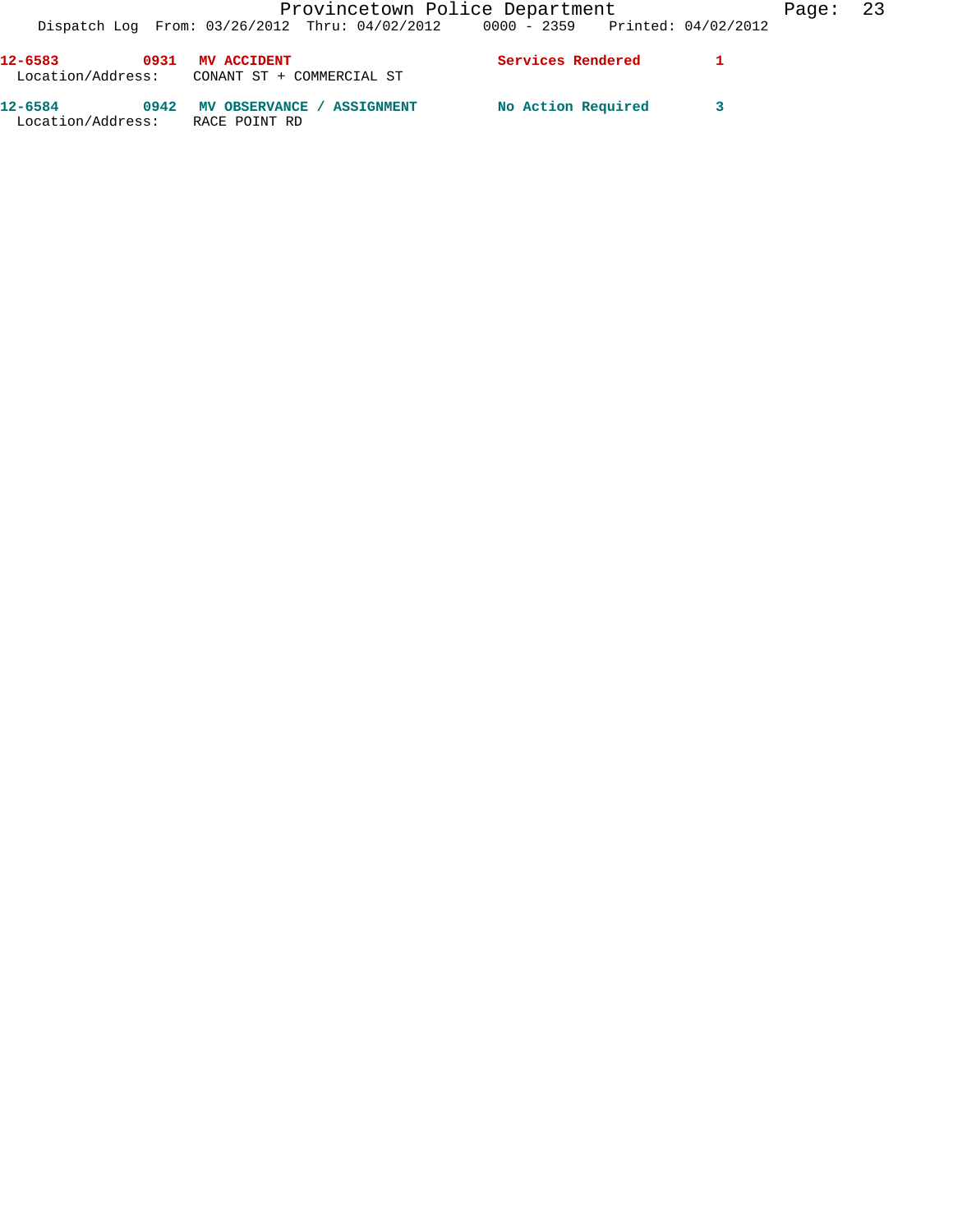12-6583 0931 **MV ACCIDENT** Services Rendered 1
Location/Address: CONANT ST + COMMERCIAL ST

12-6584 0942 **MV OBSERVANCE / ASSIGNMENT** No Action Required 3
Location/Address: RACE POINT RD